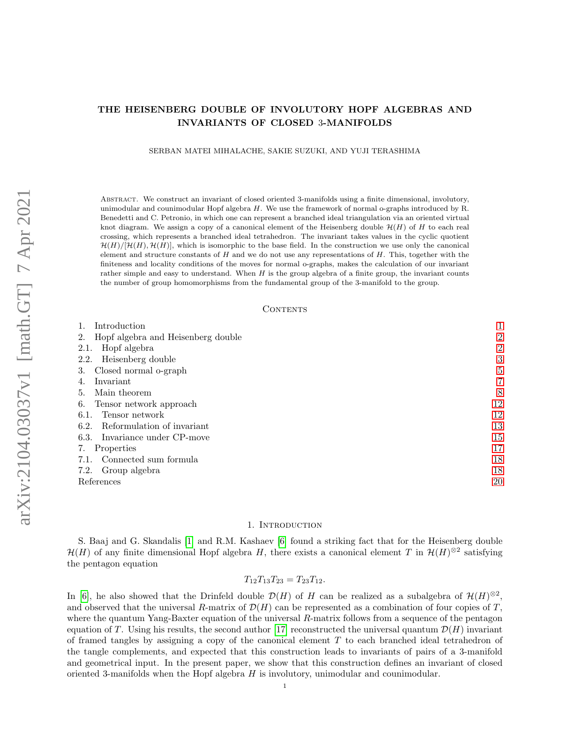# THE HEISENBERG DOUBLE OF INVOLUTORY HOPF ALGEBRAS AND INVARIANTS OF CLOSED 3-MANIFOLDS

SERBAN MATEI MIHALACHE, SAKIE SUZUKI, AND YUJI TERASHIMA

Abstract. We construct an invariant of closed oriented 3-manifolds using a finite dimensional, involutory, unimodular and counimodular Hopf algebra $H$. We use the framework of normal o-graphs introduced by R. Benedetti and C. Petronio, in which one can represent a branched ideal triangulation via an oriented virtual knot diagram. We assign a copy of a canonical element of the Heisenberg double $\mathcal{H}(H)$ of $H$ to each real crossing, which represents a branched ideal tetrahedron. The invariant takes values in the cyclic quotient $\mathcal{H}(H)/[\mathcal{H}(H),\mathcal{H}(H)]$, which is isomorphic to the base field. In the construction we use only the canonical element and structure constants of $H$ and we do not use any representations of $H$. This, together with the finiteness and locality conditions of the moves for normal o-graphs, makes the calculation of our invariant rather simple and easy to understand. When $H$ is the group algebra of a finite group, the invariant counts the number of group homomorphisms from the fundamental group of the 3-manifold to the group.

Contents

1. Introduction 1
2. Hopf algebra and Heisenberg double 2
2.1. Hopf algebra 2
2.2. Heisenberg double 3
3. Closed normal o-graph 5
4. Invariant 7
5. Main theorem 8
6. Tensor network approach 12
6.1. Tensor network 12
6.2. Reformulation of invariant 13
6.3. Invariance under CP-move 15
7. Properties 17
7.1. Connected sum formula 18
7.2. Group algebra 18
References 20

## 1. Introduction

S. Baaj and G. Skandalis [1] and R.M. Kashaev [6] found a striking fact that for the Heisenberg double $\mathcal{H}(H)$ of any finite dimensional Hopf algebra $H$, there exists a canonical element $T$ in $\mathcal{H}(H)^{\otimes 2}$ satisfying the pentagon equation

$$T_{12}T_{13}T_{23} = T_{23}T_{12}.$$

In [6], he also showed that the Drinfeld double $\mathcal{D}(H)$ of $H$ can be realized as a subalgebra of $\mathcal{H}(H)^{\otimes 2}$, and observed that the universal $R$-matrix of $\mathcal{D}(H)$ can be represented as a combination of four copies of $T$, where the quantum Yang-Baxter equation of the universal $R$-matrix follows from a sequence of the pentagon equation of $T$. Using his results, the second author [17] reconstructed the universal quantum $\mathcal{D}(H)$ invariant of framed tangles by assigning a copy of the canonical element $T$ to each branched ideal tetrahedron of the tangle complements, and expected that this construction leads to invariants of pairs of a 3-manifold and geometrical input. In the present paper, we show that this construction defines an invariant of closed oriented 3-manifolds when the Hopf algebra $H$ is involutory, unimodular and counimodular.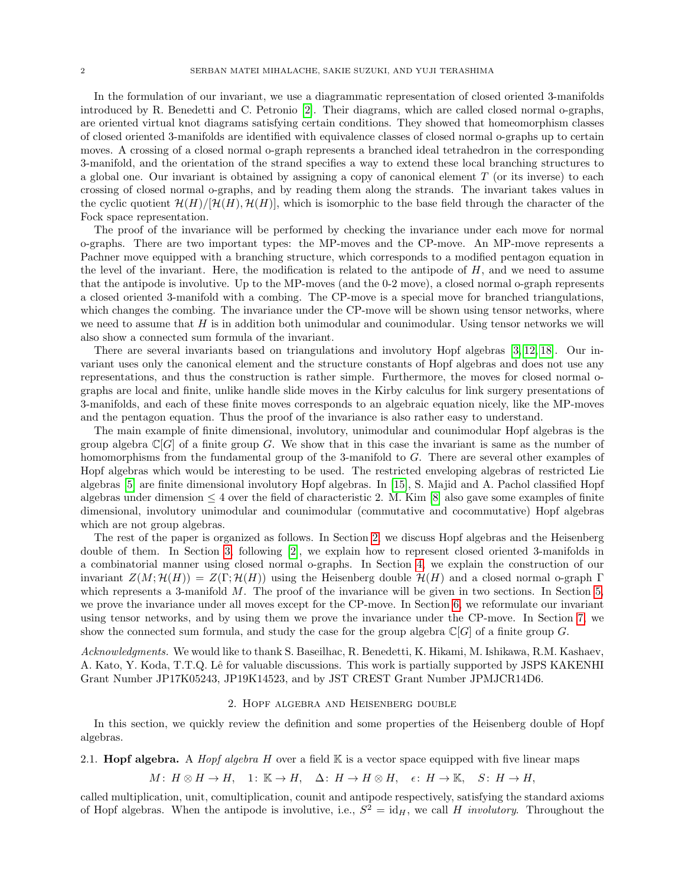In the formulation of our invariant, we use a diagrammatic representation of closed oriented 3-manifolds introduced by R. Benedetti and C. Petronio [2]. Their diagrams, which are called closed normal o-graphs, are oriented virtual knot diagrams satisfying certain conditions. They showed that homeomorphism classes of closed oriented 3-manifolds are identified with equivalence classes of closed normal o-graphs up to certain moves. A crossing of a closed normal o-graph represents a branched ideal tetrahedron in the corresponding 3-manifold, and the orientation of the strand specifies a way to extend these local branching structures to a global one. Our invariant is obtained by assigning a copy of canonical element $T$ (or its inverse) to each crossing of closed normal o-graphs, and by reading them along the strands. The invariant takes values in the cyclic quotient $\mathcal{H}(H)/[\mathcal{H}(H), \mathcal{H}(H)]$, which is isomorphic to the base field through the character of the Fock space representation.

The proof of the invariance will be performed by checking the invariance under each move for normal o-graphs. There are two important types: the MP-moves and the CP-move. An MP-move represents a Pachner move equipped with a branching structure, which corresponds to a modified pentagon equation in the level of the invariant. Here, the modification is related to the antipode of $H$, and we need to assume that the antipode is involutive. Up to the MP-moves (and the 0-2 move), a closed normal o-graph represents a closed oriented 3-manifold with a combing. The CP-move is a special move for branched triangulations, which changes the combing. The invariance under the CP-move will be shown using tensor networks, where we need to assume that $H$ is in addition both unimodular and counimodular. Using tensor networks we will also show a connected sum formula of the invariant.

There are several invariants based on triangulations and involutory Hopf algebras [3, 12, 18]. Our invariant uses only the canonical element and the structure constants of Hopf algebras and does not use any representations, and thus the construction is rather simple. Furthermore, the moves for closed normal o-graphs are local and finite, unlike handle slide moves in the Kirby calculus for link surgery presentations of 3-manifolds, and each of these finite moves corresponds to an algebraic equation nicely, like the MP-moves and the pentagon equation. Thus the proof of the invariance is also rather easy to understand.

The main example of finite dimensional, involutory, unimodular and counimodular Hopf algebras is the group algebra $\mathbb{C}[G]$ of a finite group $G$. We show that in this case the invariant is same as the number of homomorphisms from the fundamental group of the 3-manifold to $G$. There are several other examples of Hopf algebras which would be interesting to be used. The restricted enveloping algebras of restricted Lie algebras [5] are finite dimensional involutory Hopf algebras. In [15], S. Majid and A. Pachol classified Hopf algebras under dimension $\leq 4$ over the field of characteristic 2. M. Kim [8] also gave some examples of finite dimensional, involutory unimodular and counimodular (commutative and cocommutative) Hopf algebras which are not group algebras.

The rest of the paper is organized as follows. In Section 2, we discuss Hopf algebras and the Heisenberg double of them. In Section 3, following [2], we explain how to represent closed oriented 3-manifolds in a combinatorial manner using closed normal o-graphs. In Section 4, we explain the construction of our invariant $Z(M; \mathcal{H}(H)) = Z(\Gamma; \mathcal{H}(H))$ using the Heisenberg double $\mathcal{H}(H)$ and a closed normal o-graph $\Gamma$ which represents a 3-manifold $M$. The proof of the invariance will be given in two sections. In Section 5, we prove the invariance under all moves except for the CP-move. In Section 6, we reformulate our invariant using tensor networks, and by using them we prove the invariance under the CP-move. In Section 7, we show the connected sum formula, and study the case for the group algebra $\mathbb{C}[G]$ of a finite group $G$.

*Acknowledgments.* We would like to thank S. Baseilhac, R. Benedetti, K. Hikami, M. Ishikawa, R.M. Kashaev, A. Kato, Y. Koda, T.T.Q. Lê for valuable discussions. This work is partially supported by JSPS KAKENHI Grant Number JP17K05243, JP19K14523, and by JST CREST Grant Number JPMJCR14D6.

## 2. Hopf algebra and Heisenberg double

In this section, we quickly review the definition and some properties of the Heisenberg double of Hopf algebras.

### 2.1. Hopf algebra.

A *Hopf algebra* $H$ over a field $\mathbb{K}$ is a vector space equipped with five linear maps

$$M\colon H \otimes H \to H, \quad 1\colon \mathbb{K} \to H, \quad \Delta\colon H \to H \otimes H, \quad \epsilon\colon H \to \mathbb{K}, \quad S\colon H \to H,$$

called multiplication, unit, comultiplication, counit and antipode respectively, satisfying the standard axioms of Hopf algebras. When the antipode is involutive, i.e., $S^2 = \mathrm{id}_H$, we call $H$ *involutory*. Throughout the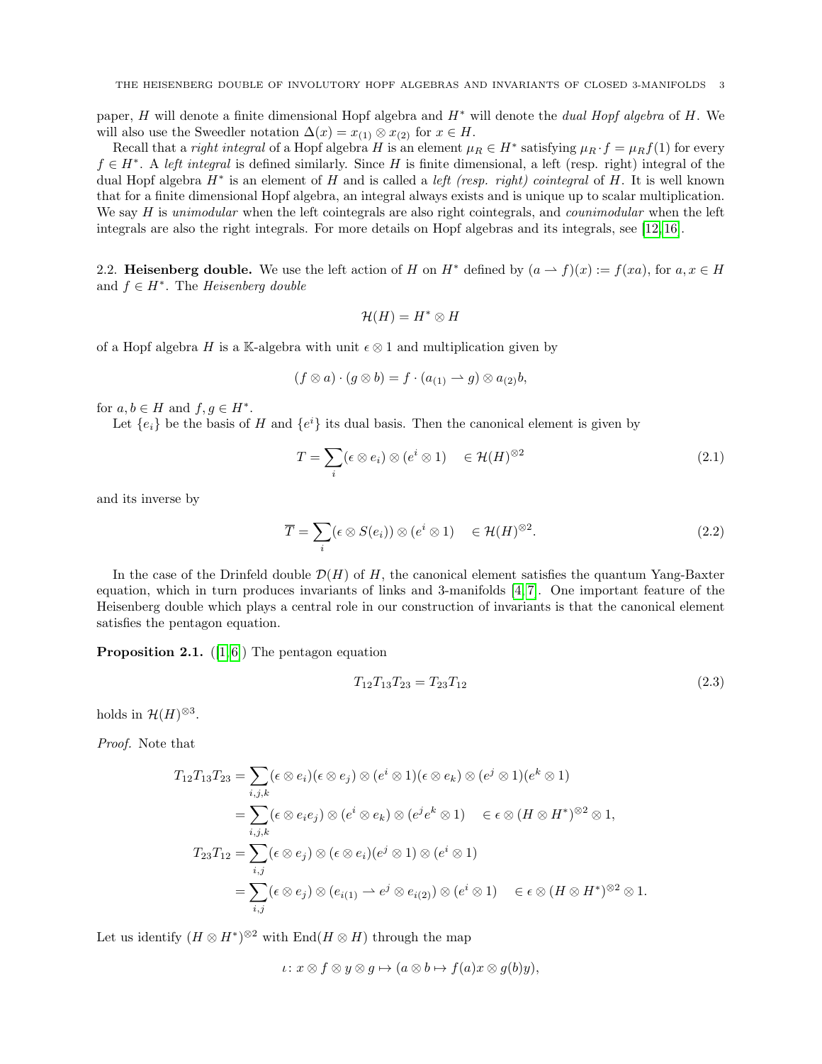paper, $H$ will denote a finite dimensional Hopf algebra and $H^*$ will denote the *dual Hopf algebra* of $H$. We will also use the Sweedler notation $\Delta(x) = x_{(1)} \otimes x_{(2)}$ for $x \in H$.

Recall that a *right integral* of a Hopf algebra $H$ is an element $\mu_R \in H^*$ satisfying $\mu_R \cdot f = \mu_R f(1)$ for every $f \in H^*$. A *left integral* is defined similarly. Since $H$ is finite dimensional, a left (resp. right) integral of the dual Hopf algebra $H^*$ is an element of $H$ and is called a *left (resp. right) cointegral* of $H$. It is well known that for a finite dimensional Hopf algebra, an integral always exists and is unique up to scalar multiplication. We say $H$ is *unimodular* when the left cointegrals are also right cointegrals, and *counimodular* when the left integrals are also the right integrals. For more details on Hopf algebras and its integrals, see [12, 16].

2.2. **Heisenberg double.** We use the left action of $H$ on $H^*$ defined by $(a \rightharpoonup f)(x) := f(xa)$, for $a, x \in H$ and $f \in H^*$. The *Heisenberg double*

$$\mathcal{H}(H) = H^* \otimes H$$

of a Hopf algebra $H$ is a $\mathbb{K}$-algebra with unit $\epsilon \otimes 1$ and multiplication given by

$$(f \otimes a) \cdot (g \otimes b) = f \cdot (a_{(1)} \rightharpoonup g) \otimes a_{(2)} b,$$

for $a, b \in H$ and $f, g \in H^*$.

Let $\{e_i\}$ be the basis of $H$ and $\{e^i\}$ its dual basis. Then the canonical element is given by

$$T = \sum_i (\epsilon \otimes e_i) \otimes (e^i \otimes 1) \quad \in \mathcal{H}(H)^{\otimes 2} \tag{2.1}$$

and its inverse by

$$\overline{T} = \sum_i (\epsilon \otimes S(e_i)) \otimes (e^i \otimes 1) \quad \in \mathcal{H}(H)^{\otimes 2}. \tag{2.2}$$

In the case of the Drinfeld double $\mathcal{D}(H)$ of $H$, the canonical element satisfies the quantum Yang-Baxter equation, which in turn produces invariants of links and 3-manifolds [4, 7]. One important feature of the Heisenberg double which plays a central role in our construction of invariants is that the canonical element satisfies the pentagon equation.

**Proposition 2.1.** ([1, 6]) The pentagon equation

$$T_{12} T_{13} T_{23} = T_{23} T_{12} \tag{2.3}$$

holds in $\mathcal{H}(H)^{\otimes 3}$.

*Proof.* Note that

$$\begin{aligned}
T_{12} T_{13} T_{23} &= \sum_{i,j,k} (\epsilon \otimes e_i)(\epsilon \otimes e_j) \otimes (e^i \otimes 1)(\epsilon \otimes e_k) \otimes (e^j \otimes 1)(e^k \otimes 1) \\
&= \sum_{i,j,k} (\epsilon \otimes e_i e_j) \otimes (e^i \otimes e_k) \otimes (e^j e^k \otimes 1) \quad \in \epsilon \otimes (H \otimes H^*)^{\otimes 2} \otimes 1, \\
T_{23} T_{12} &= \sum_{i,j} (\epsilon \otimes e_j) \otimes (\epsilon \otimes e_i)(e^j \otimes 1) \otimes (e^i \otimes 1) \\
&= \sum_{i,j} (\epsilon \otimes e_j) \otimes (e_{i(1)} \rightharpoonup e^j \otimes e_{i(2)}) \otimes (e^i \otimes 1) \quad \in \epsilon \otimes (H \otimes H^*)^{\otimes 2} \otimes 1.
\end{aligned}$$

Let us identify $(H \otimes H^*)^{\otimes 2}$ with $\mathrm{End}(H \otimes H)$ through the map

$$\iota \colon x \otimes f \otimes y \otimes g \mapsto (a \otimes b \mapsto f(a) x \otimes g(b) y),$$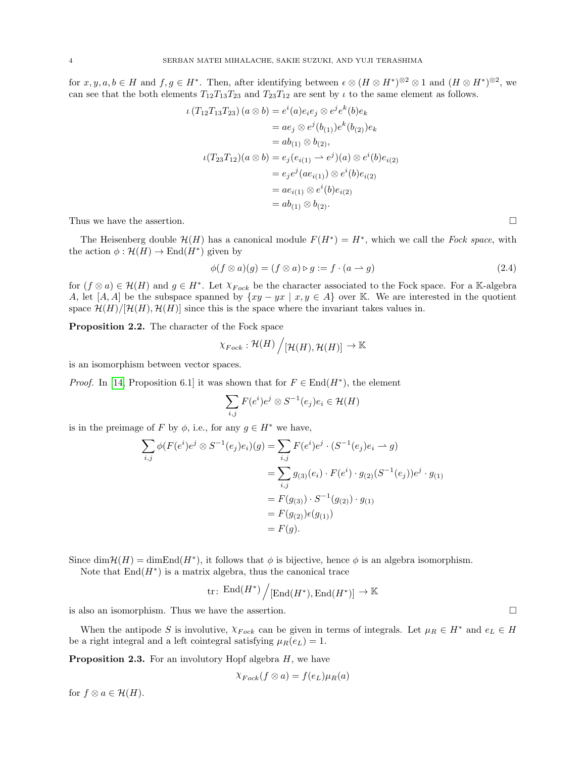for $x, y, a, b \in H$ and $f, g \in H^*$. Then, after identifying between $\epsilon \otimes (H \otimes H^*)^{\otimes 2} \otimes 1$ and $(H \otimes H^*)^{\otimes 2}$, we can see that the both elements $T_{12}T_{13}T_{23}$ and $T_{23}T_{12}$ are sent by $\iota$ to the same element as follows.

$$\begin{aligned}
\iota\left(T_{12}T_{13}T_{23}\right)(a \otimes b) &= e^i(a)e_ie_j \otimes e^je^k(b)e_k \\
&= ae_j \otimes e^j(b_{(1)})e^k(b_{(2)})e_k \\
&= ab_{(1)} \otimes b_{(2)}, \\
\iota(T_{23}T_{12})(a \otimes b) &= e_j(e_{i(1)} \rightharpoonup e^j)(a) \otimes e^i(b)e_{i(2)} \\
&= e_je^j(ae_{i(1)}) \otimes e^i(b)e_{i(2)} \\
&= ae_{i(1)} \otimes e^i(b)e_{i(2)} \\
&= ab_{(1)} \otimes b_{(2)}.
\end{aligned}$$

Thus we have the assertion. □

The Heisenberg double $\mathcal{H}(H)$ has a canonical module $F(H^*) = H^*$, which we call the *Fock space*, with the action $\phi : \mathcal{H}(H) \to \mathrm{End}(H^*)$ given by

$$\phi(f \otimes a)(g) = (f \otimes a) \triangleright g := f \cdot (a \rightharpoonup g) \tag{2.4}$$

for $(f \otimes a) \in \mathcal{H}(H)$ and $g \in H^*$. Let $\chi_{Fock}$ be the character associated to the Fock space. For a $\mathbb{K}$-algebra $A$, let $[A, A]$ be the subspace spanned by $\{xy - yx \mid x, y \in A\}$ over $\mathbb{K}$. We are interested in the quotient space $\mathcal{H}(H)/[\mathcal{H}(H), \mathcal{H}(H)]$ since this is the space where the invariant takes values in.

**Proposition 2.2.** The character of the Fock space

$$\chi_{Fock} : \mathcal{H}(H) \Big/ [\mathcal{H}(H), \mathcal{H}(H)] \to \mathbb{K}$$

is an isomorphism between vector spaces.

*Proof.* In [14, Proposition 6.1] it was shown that for $F \in \mathrm{End}(H^*)$, the element

$$\sum_{i,j} F(e^i)e^j \otimes S^{-1}(e_j)e_i \in \mathcal{H}(H)$$

is in the preimage of $F$ by $\phi$, i.e., for any $g \in H^*$ we have,

$$\begin{aligned}
\sum_{i,j} \phi(F(e^i)e^j \otimes S^{-1}(e_j)e_i)(g) &= \sum_{i,j} F(e^i)e^j \cdot (S^{-1}(e_j)e_i \rightharpoonup g) \\
&= \sum_{i,j} g_{(3)}(e_i) \cdot F(e^i) \cdot g_{(2)}(S^{-1}(e_j))e^j \cdot g_{(1)} \\
&= F(g_{(3)}) \cdot S^{-1}(g_{(2)}) \cdot g_{(1)} \\
&= F(g_{(2)})\epsilon(g_{(1)}) \\
&= F(g).
\end{aligned}$$

Since $\dim\mathcal{H}(H) = \dim\mathrm{End}(H^*)$, it follows that $\phi$ is bijective, hence $\phi$ is an algebra isomorphism.

Note that $\mathrm{End}(H^*)$ is a matrix algebra, thus the canonical trace

$$\mathrm{tr}\colon \mathrm{End}(H^*) \Big/ [\mathrm{End}(H^*), \mathrm{End}(H^*)] \to \mathbb{K}$$

is also an isomorphism. Thus we have the assertion. □

When the antipode $S$ is involutive, $\chi_{Fock}$ can be given in terms of integrals. Let $\mu_R \in H^*$ and $e_L \in H$ be a right integral and a left cointegral satisfying $\mu_R(e_L) = 1$.

**Proposition 2.3.** For an involutory Hopf algebra $H$, we have

$$\chi_{Fock}(f \otimes a) = f(e_L)\mu_R(a)$$

for $f \otimes a \in \mathcal{H}(H)$.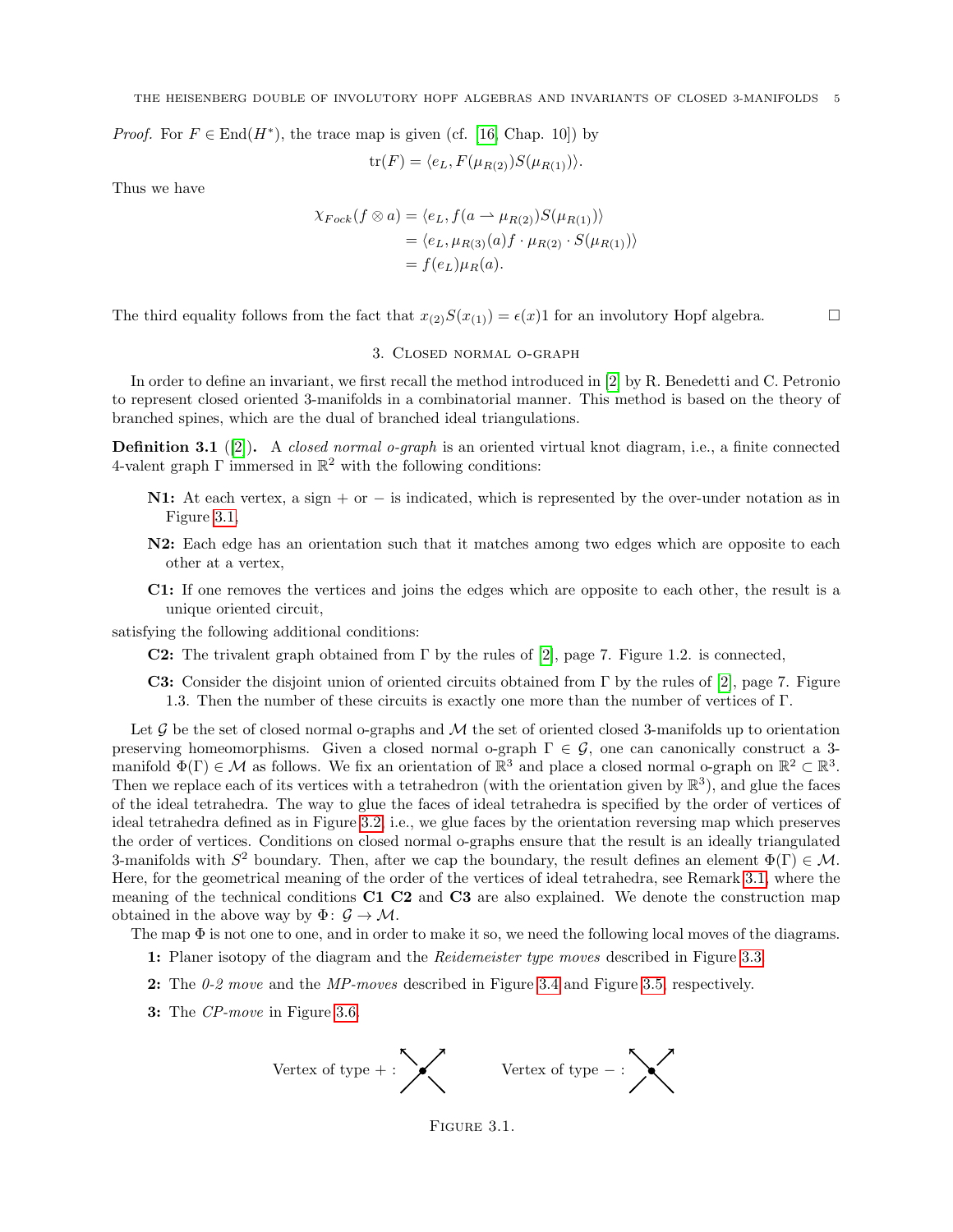*Proof.* For $F \in \mathrm{End}(H^*)$, the trace map is given (cf. [16, Chap. 10]) by

$$\mathrm{tr}(F) = \langle e_L, F(\mu_{R(2)})S(\mu_{R(1)})\rangle.$$

Thus we have

$$\begin{aligned}
\chi_{Fock}(f \otimes a) &= \langle e_L, f(a \rightharpoonup \mu_{R(2)})S(\mu_{R(1)})\rangle \\
&= \langle e_L, \mu_{R(3)}(a) f \cdot \mu_{R(2)} \cdot S(\mu_{R(1)})\rangle \\
&= f(e_L)\mu_R(a).
\end{aligned}$$

The third equality follows from the fact that $x_{(2)}S(x_{(1)}) = \epsilon(x)1$ for an involutory Hopf algebra. □

## 3. Closed normal o-graph

In order to define an invariant, we first recall the method introduced in [2] by R. Benedetti and C. Petronio to represent closed oriented 3-manifolds in a combinatorial manner. This method is based on the theory of branched spines, which are the dual of branched ideal triangulations.

**Definition 3.1** ([2])**.** A *closed normal o-graph* is an oriented virtual knot diagram, i.e., a finite connected 4-valent graph $\Gamma$ immersed in $\mathbb{R}^2$ with the following conditions:

- **N1:** At each vertex, a sign $+$ or $-$ is indicated, which is represented by the over-under notation as in Figure 3.1,
- **N2:** Each edge has an orientation such that it matches among two edges which are opposite to each other at a vertex,
- **C1:** If one removes the vertices and joins the edges which are opposite to each other, the result is a unique oriented circuit,

satisfying the following additional conditions:

- **C2:** The trivalent graph obtained from $\Gamma$ by the rules of [2], page 7. Figure 1.2. is connected,
- **C3:** Consider the disjoint union of oriented circuits obtained from $\Gamma$ by the rules of [2], page 7. Figure 1.3. Then the number of these circuits is exactly one more than the number of vertices of $\Gamma$.

Let $\mathcal{G}$ be the set of closed normal o-graphs and $\mathcal{M}$ the set of oriented closed 3-manifolds up to orientation preserving homeomorphisms. Given a closed normal o-graph $\Gamma \in \mathcal{G}$, one can canonically construct a 3-manifold $\Phi(\Gamma) \in \mathcal{M}$ as follows. We fix an orientation of $\mathbb{R}^3$ and place a closed normal o-graph on $\mathbb{R}^2 \subset \mathbb{R}^3$. Then we replace each of its vertices with a tetrahedron (with the orientation given by $\mathbb{R}^3$), and glue the faces of the ideal tetrahedra. The way to glue the faces of ideal tetrahedra is specified by the order of vertices of ideal tetrahedra defined as in Figure 3.2, i.e., we glue faces by the orientation reversing map which preserves the order of vertices. Conditions on closed normal o-graphs ensure that the result is an ideally triangulated 3-manifolds with $S^2$ boundary. Then, after we cap the boundary, the result defines an element $\Phi(\Gamma) \in \mathcal{M}$. Here, for the geometrical meaning of the order of the vertices of ideal tetrahedra, see Remark 3.1, where the meaning of the technical conditions **C1 C2** and **C3** are also explained. We denote the construction map obtained in the above way by $\Phi \colon \mathcal{G} \to \mathcal{M}$.

The map $\Phi$ is not one to one, and in order to make it so, we need the following local moves of the diagrams.

- **1:** Planer isotopy of the diagram and the *Reidemeister type moves* described in Figure 3.3.
- **2:** The *0-2 move* and the *MP-moves* described in Figure 3.4 and Figure 3.5, respectively.
- **3:** The *CP-move* in Figure 3.6.

Vertex of type $+$ : Vertex of type $-$ :

Figure 3.1.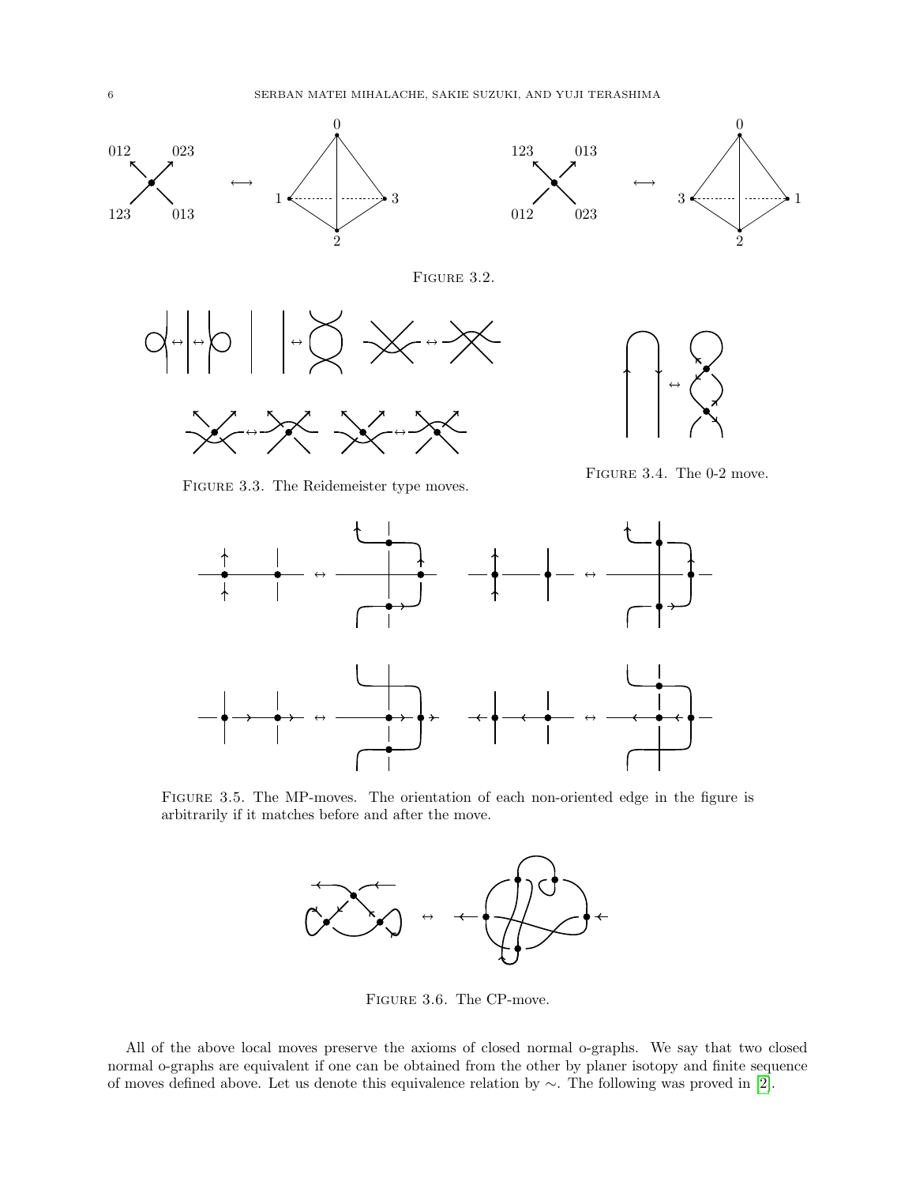FIGURE 3.2.

FIGURE 3.3. The Reidemeister type moves.

FIGURE 3.4. The 0-2 move.

FIGURE 3.5. The MP-moves. The orientation of each non-oriented edge in the figure is arbitrarily if it matches before and after the move.

FIGURE 3.6. The CP-move.

All of the above local moves preserve the axioms of closed normal o-graphs. We say that two closed normal o-graphs are equivalent if one can be obtained from the other by planer isotopy and finite sequence of moves defined above. Let us denote this equivalence relation by $\sim$. The following was proved in [2].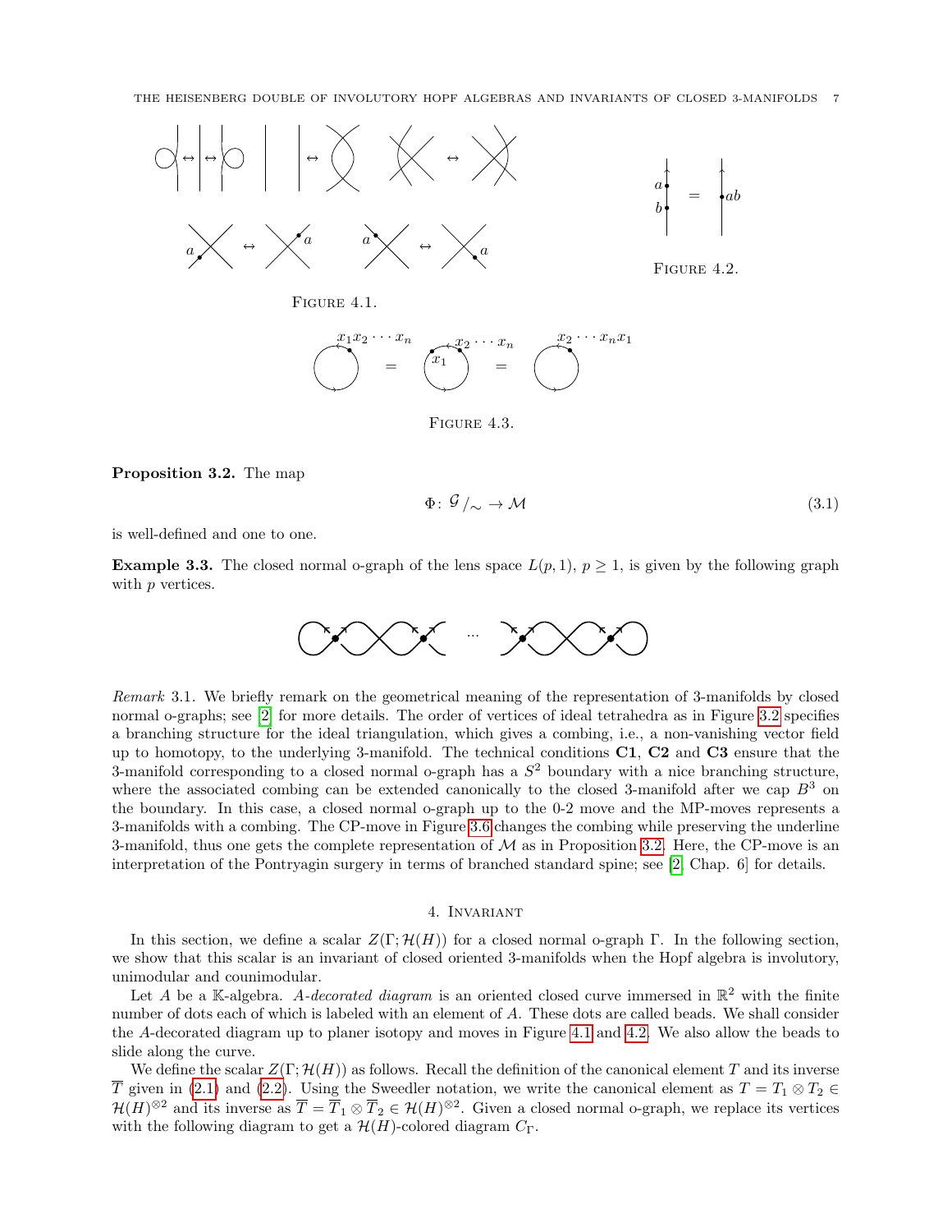FIGURE 4.1.

FIGURE 4.2.

FIGURE 4.3.

**Proposition 3.2.** The map

$$\Phi\colon \mathcal{G}/_{\sim} \to \mathcal{M} \tag{3.1}$$

is well-defined and one to one.

**Example 3.3.** The closed normal o-graph of the lens space $L(p,1)$, $p \geq 1$, is given by the following graph with $p$ vertices.

*Remark* 3.1. We briefly remark on the geometrical meaning of the representation of 3-manifolds by closed normal o-graphs; see [2] for more details. The order of vertices of ideal tetrahedra as in Figure 3.2 specifies a branching structure for the ideal triangulation, which gives a combing, i.e., a non-vanishing vector field up to homotopy, to the underlying 3-manifold. The technical conditions **C1**, **C2** and **C3** ensure that the 3-manifold corresponding to a closed normal o-graph has a $S^2$ boundary with a nice branching structure, where the associated combing can be extended canonically to the closed 3-manifold after we cap $B^3$ on the boundary. In this case, a closed normal o-graph up to the 0-2 move and the MP-moves represents a 3-manifolds with a combing. The CP-move in Figure 3.6 changes the combing while preserving the underline 3-manifold, thus one gets the complete representation of $\mathcal{M}$ as in Proposition 3.2. Here, the CP-move is an interpretation of the Pontryagin surgery in terms of branched standard spine; see [2, Chap. 6] for details.

## 4. Invariant

In this section, we define a scalar $Z(\Gamma; \mathcal{H}(H))$ for a closed normal o-graph $\Gamma$. In the following section, we show that this scalar is an invariant of closed oriented 3-manifolds when the Hopf algebra is involutory, unimodular and counimodular.

Let $A$ be a $\mathbb{K}$-algebra. *$A$-decorated diagram* is an oriented closed curve immersed in $\mathbb{R}^2$ with the finite number of dots each of which is labeled with an element of $A$. These dots are called beads. We shall consider the $A$-decorated diagram up to planer isotopy and moves in Figure 4.1 and 4.2. We also allow the beads to slide along the curve.

We define the scalar $Z(\Gamma; \mathcal{H}(H))$ as follows. Recall the definition of the canonical element $T$ and its inverse $\overline{T}$ given in (2.1) and (2.2). Using the Sweedler notation, we write the canonical element as $T = T_1 \otimes T_2 \in \mathcal{H}(H)^{\otimes 2}$ and its inverse as $\overline{T} = \overline{T}_1 \otimes \overline{T}_2 \in \mathcal{H}(H)^{\otimes 2}$. Given a closed normal o-graph, we replace its vertices with the following diagram to get a $\mathcal{H}(H)$-colored diagram $C_\Gamma$.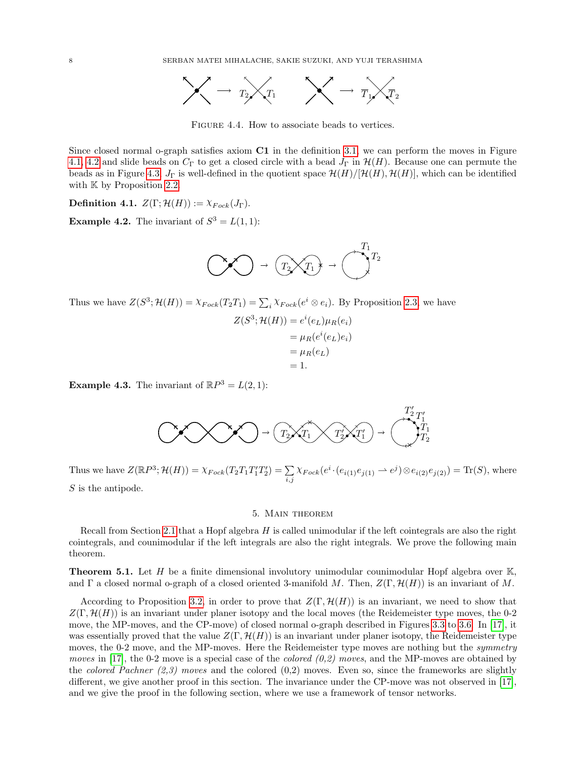FIGURE 4.4. How to associate beads to vertices.

Since closed normal o-graph satisfies axiom **C1** in the definition 3.1, we can perform the moves in Figure 4.1, 4.2 and slide beads on $C_\Gamma$ to get a closed circle with a bead $J_\Gamma$ in $\mathcal{H}(H)$. Because one can permute the beads as in Figure 4.3, $J_\Gamma$ is well-defined in the quotient space $\mathcal{H}(H)/[\mathcal{H}(H), \mathcal{H}(H)]$, which can be identified with $\mathbb{K}$ by Proposition 2.2.

**Definition 4.1.** $Z(\Gamma; \mathcal{H}(H)) := \chi_{Fock}(J_\Gamma)$.

**Example 4.2.** The invariant of $S^3 = L(1,1)$:

Thus we have $Z(S^3; \mathcal{H}(H)) = \chi_{Fock}(T_2 T_1) = \sum_i \chi_{Fock}(e^i \otimes e_i)$. By Proposition 2.3, we have

$$
\begin{aligned}
Z(S^3; \mathcal{H}(H)) &= e^i(e_L)\mu_R(e_i) \\
&= \mu_R(e^i(e_L)e_i) \\
&= \mu_R(e_L) \\
&= 1.
\end{aligned}
$$

**Example 4.3.** The invariant of $\mathbb{R}P^3 = L(2,1)$:

Thus we have $Z(\mathbb{R}P^3; \mathcal{H}(H)) = \chi_{Fock}(T_2 T_1 T_1' T_2') = \sum_{i,j} \chi_{Fock}(e^i \cdot (e_{i(1)} e_{j(1)} \rightharpoonup e^j) \otimes e_{i(2)} e_{j(2)}) = \mathrm{Tr}(S)$, where $S$ is the antipode.

## 5. MAIN THEOREM

Recall from Section 2.1 that a Hopf algebra $H$ is called unimodular if the left cointegrals are also the right cointegrals, and counimodular if the left integrals are also the right integrals. We prove the following main theorem.

**Theorem 5.1.** *Let $H$ be a finite dimensional involutory unimodular counimodular Hopf algebra over $\mathbb{K}$, and $\Gamma$ a closed normal o-graph of a closed oriented 3-manifold $M$. Then, $Z(\Gamma, \mathcal{H}(H))$ is an invariant of $M$.*

According to Proposition 3.2, in order to prove that $Z(\Gamma, \mathcal{H}(H))$ is an invariant, we need to show that $Z(\Gamma, \mathcal{H}(H))$ is an invariant under planer isotopy and the local moves (the Reidemeister type moves, the 0-2 move, the MP-moves, and the CP-move) of closed normal o-graph described in Figures 3.3 to 3.6. In [17], it was essentially proved that the value $Z(\Gamma, \mathcal{H}(H))$ is an invariant under planer isotopy, the Reidemeister type moves, the 0-2 move, and the MP-moves. Here the Reidemeister type moves are nothing but the *symmetry moves* in [17], the 0-2 move is a special case of the *colored (0,2) moves*, and the MP-moves are obtained by the *colored Pachner (2,3) moves* and the colored (0,2) moves. Even so, since the frameworks are slightly different, we give another proof in this section. The invariance under the CP-move was not observed in [17], and we give the proof in the following section, where we use a framework of tensor networks.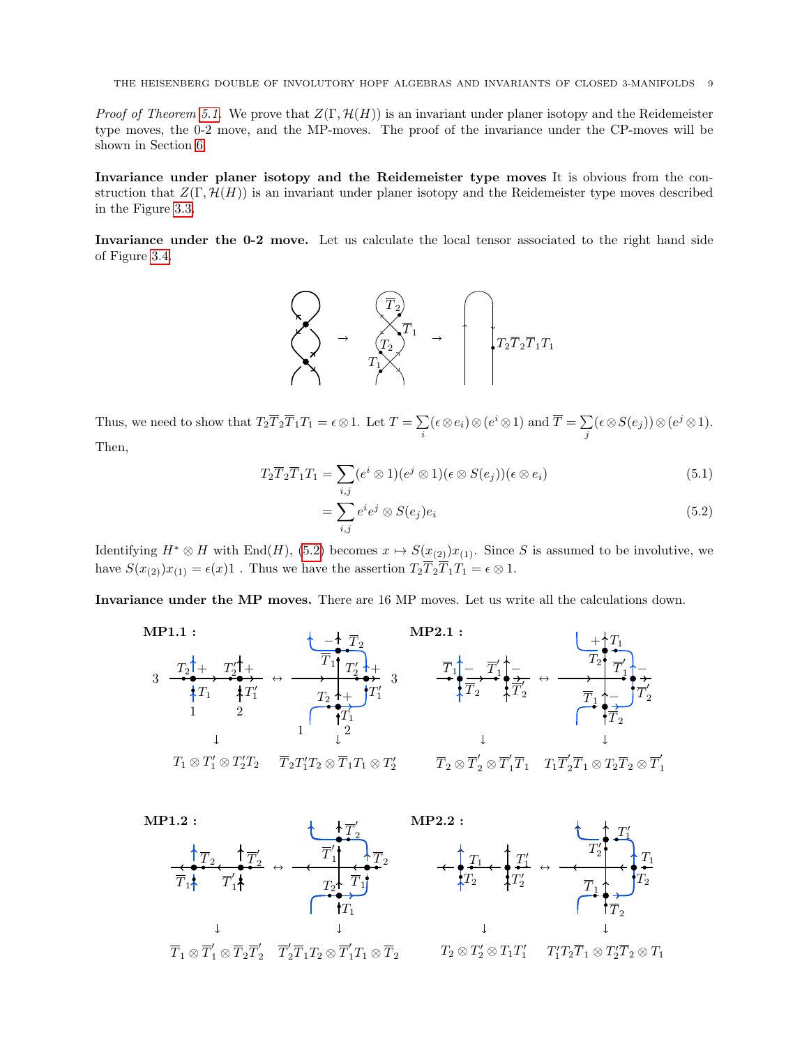*Proof of Theorem 5.1.* We prove that $Z(\Gamma, \mathcal{H}(H))$ is an invariant under planer isotopy and the Reidemeister type moves, the 0-2 move, and the MP-moves. The proof of the invariance under the CP-moves will be shown in Section 6.

**Invariance under planer isotopy and the Reidemeister type moves** It is obvious from the construction that $Z(\Gamma, \mathcal{H}(H))$ is an invariant under planer isotopy and the Reidemeister type moves described in the Figure 3.3.

**Invariance under the 0-2 move.** Let us calculate the local tensor associated to the right hand side of Figure 3.4.

$\overline{T}_2$, $\overline{T}_1$, $T_2$, $T_1$ $\rightarrow$ $T_2\overline{T}_2\overline{T}_1T_1$

Thus, we need to show that $T_2\overline{T}_2\overline{T}_1T_1 = \epsilon \otimes 1$. Let $T = \sum_i (\epsilon \otimes e_i) \otimes (e^i \otimes 1)$ and $\overline{T} = \sum_j (\epsilon \otimes S(e_j)) \otimes (e^j \otimes 1)$. Then,

$$T_2\overline{T}_2\overline{T}_1T_1 = \sum_{i,j} (e^i \otimes 1)(e^j \otimes 1)(\epsilon \otimes S(e_j))(\epsilon \otimes e_i) \tag{5.1}$$

$$= \sum_{i,j} e^i e^j \otimes S(e_j)e_i \tag{5.2}$$

Identifying $H^* \otimes H$ with $\mathrm{End}(H)$, (5.2) becomes $x \mapsto S(x_{(2)})x_{(1)}$. Since $S$ is assumed to be involutive, we have $S(x_{(2)})x_{(1)} = \epsilon(x)1$ . Thus we have the assertion $T_2\overline{T}_2\overline{T}_1T_1 = \epsilon \otimes 1$.

**Invariance under the MP moves.** There are 16 MP moves. Let us write all the calculations down.

**MP1.1 :** $T_1 \otimes T_1' \otimes T_2'T_2 \quad \leftrightarrow \quad \overline{T}_2T_1'T_2 \otimes \overline{T}_1T_1 \otimes T_2'$

**MP2.1 :** $\overline{T}_2 \otimes \overline{T}_2' \otimes \overline{T}_1'\overline{T}_1 \quad \leftrightarrow \quad T_1\overline{T}_2'\overline{T}_1 \otimes T_2\overline{T}_2 \otimes \overline{T}_1'$

**MP1.2 :** $\overline{T}_1 \otimes \overline{T}_1' \otimes \overline{T}_2\overline{T}_2' \quad \leftrightarrow \quad \overline{T}_2'\overline{T}_1T_2 \otimes \overline{T}_1'T_1 \otimes \overline{T}_2$

**MP2.2 :** $T_2 \otimes T_2' \otimes T_1T_1' \quad \leftrightarrow \quad T_1'T_2\overline{T}_1 \otimes T_2'\overline{T}_2 \otimes T_1$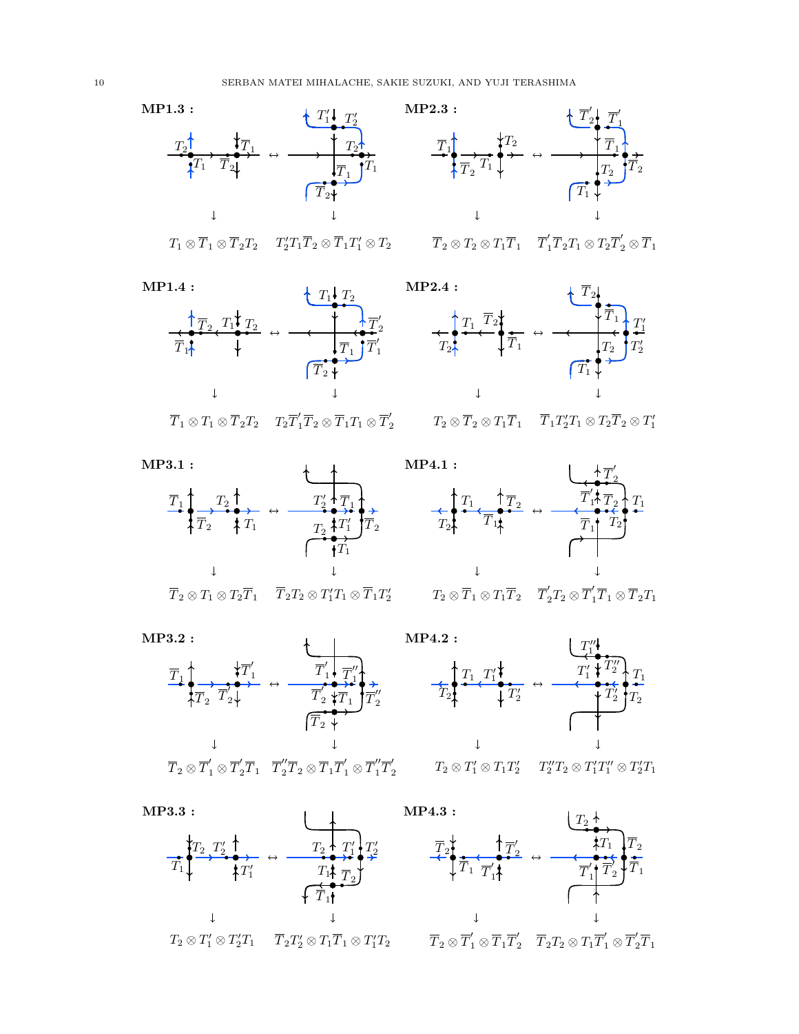**MP1.3 :**

$T_1 \otimes \overline{T}_1 \otimes \overline{T}_2 T_2 \quad T_2' T_1 \overline{T}_2 \otimes \overline{T}_1 T_1' \otimes T_2$

**MP2.3 :**

$\overline{T}_2 \otimes T_2 \otimes T_1 \overline{T}_1 \quad \overline{T}_1' \overline{T}_2 T_1 \otimes T_2 \overline{T}_2' \otimes \overline{T}_1$

**MP1.4 :**

$\overline{T}_1 \otimes T_1 \otimes \overline{T}_2 T_2 \quad T_2 \overline{T}_1' \overline{T}_2 \otimes \overline{T}_1 T_1 \otimes \overline{T}_2'$

**MP2.4 :**

$T_2 \otimes \overline{T}_2 \otimes T_1 \overline{T}_1 \quad \overline{T}_1 T_2' T_1 \otimes T_2 \overline{T}_2 \otimes T_1'$

**MP3.1 :**

$\overline{T}_2 \otimes T_1 \otimes T_2 \overline{T}_1 \quad \overline{T}_2 T_2 \otimes T_1' T_1 \otimes \overline{T}_1 T_2'$

**MP4.1 :**

$T_2 \otimes \overline{T}_1 \otimes T_1 \overline{T}_2 \quad \overline{T}_2' T_2 \otimes \overline{T}_1' \overline{T}_1 \otimes \overline{T}_2 T_1$

**MP3.2 :**

$\overline{T}_2 \otimes \overline{T}_1' \otimes \overline{T}_2' \overline{T}_1 \quad \overline{T}_2'' \overline{T}_2 \otimes \overline{T}_1 \overline{T}_1' \otimes \overline{T}_1'' \overline{T}_2'$

**MP4.2 :**

$T_2 \otimes T_1' \otimes T_1 T_2' \quad T_2'' T_2 \otimes T_1' T_1'' \otimes T_2' T_1$

**MP3.3 :**

$T_2 \otimes T_1' \otimes T_2' T_1 \quad \overline{T}_2 T_2' \otimes T_1 \overline{T}_1 \otimes T_1' T_2$

**MP4.3 :**

$\overline{T}_2 \otimes \overline{T}_1' \otimes \overline{T}_1 \overline{T}_2' \quad \overline{T}_2 T_2 \otimes T_1 \overline{T}_1' \otimes \overline{T}_2' \overline{T}_1$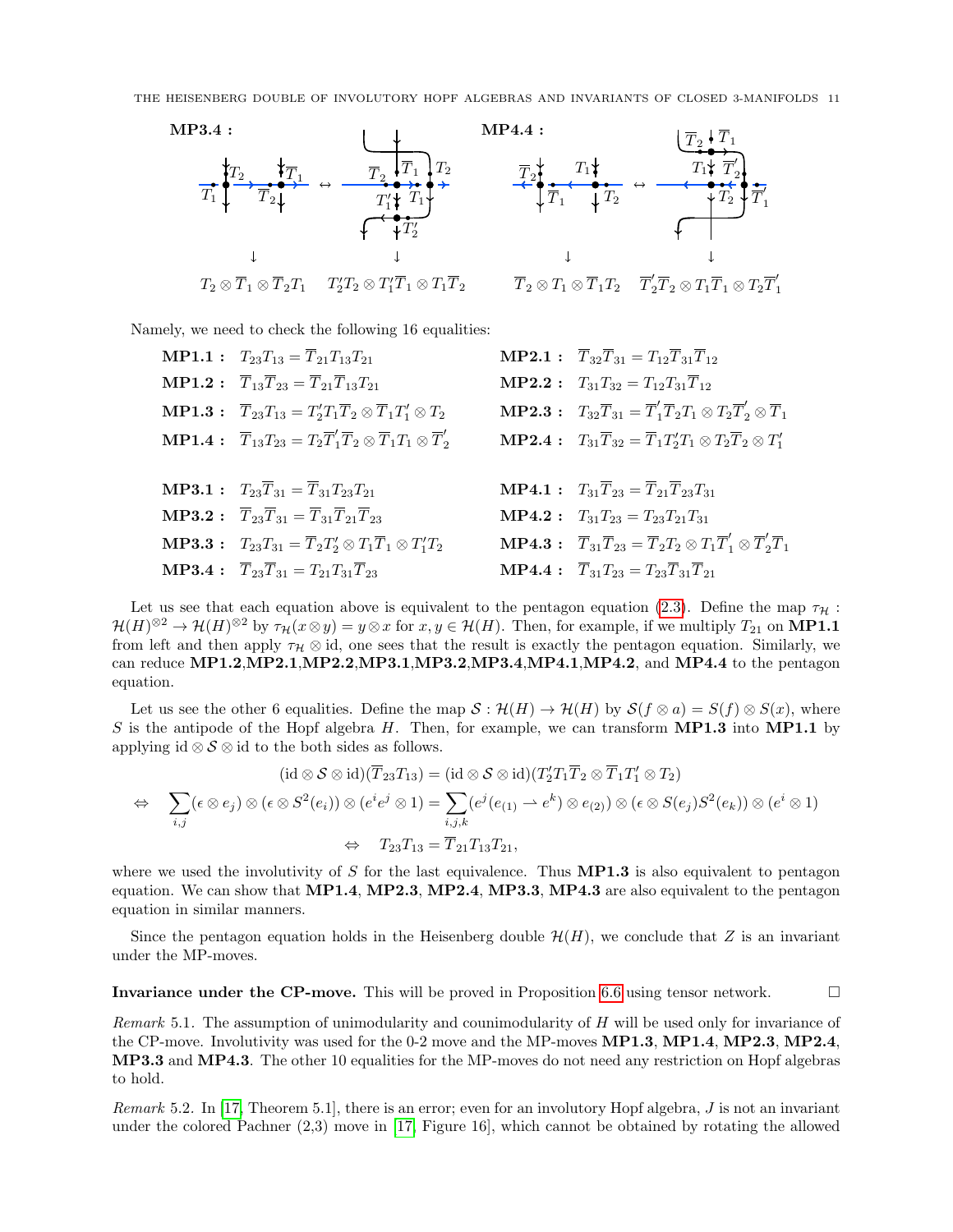**MP3.4 :** $\qquad\qquad\qquad\qquad\qquad\qquad$ **MP4.4 :**

$$T_2 \otimes \overline{T}_1 \otimes \overline{T}_2 T_1 \quad T_2' T_2 \otimes T_1' \overline{T}_1 \otimes T_1 \overline{T}_2 \qquad \overline{T}_2 \otimes T_1 \otimes \overline{T}_1 T_2 \quad \overline{T}_2' \overline{T}_2 \otimes T_1 \overline{T}_1 \otimes T_2 \overline{T}_1'$$

Namely, we need to check the following 16 equalities:

**MP1.1 :** $T_{23}T_{13} = \overline{T}_{21}T_{13}T_{21}$

**MP1.2 :** $\overline{T}_{13}\overline{T}_{23} = \overline{T}_{21}\overline{T}_{13}T_{21}$

**MP1.3 :** $\overline{T}_{23}T_{13} = T_2'T_1\overline{T}_2 \otimes \overline{T}_1 T_1' \otimes T_2$

**MP1.4 :** $\overline{T}_{13}T_{23} = T_2\overline{T}_1'\overline{T}_2 \otimes \overline{T}_1 T_1 \otimes \overline{T}_2'$

**MP2.1 :** $\overline{T}_{32}\overline{T}_{31} = T_{12}\overline{T}_{31}\overline{T}_{12}$

**MP2.2 :** $T_{31}T_{32} = T_{12}T_{31}\overline{T}_{12}$

**MP2.3 :** $T_{32}\overline{T}_{31} = \overline{T}_1'\overline{T}_2 T_1 \otimes T_2\overline{T}_2' \otimes \overline{T}_1$

**MP2.4 :** $T_{31}\overline{T}_{32} = \overline{T}_1 T_2' T_1 \otimes T_2\overline{T}_2 \otimes T_1'$

**MP3.1 :** $T_{23}\overline{T}_{31} = \overline{T}_{31}T_{23}T_{21}$

**MP3.2 :** $\overline{T}_{23}\overline{T}_{31} = \overline{T}_{31}\overline{T}_{21}\overline{T}_{23}$

**MP3.3 :** $T_{23}T_{31} = \overline{T}_2 T_2' \otimes T_1\overline{T}_1 \otimes T_1' T_2$

**MP3.4 :** $\overline{T}_{23}\overline{T}_{31} = T_{21}T_{31}\overline{T}_{23}$

**MP4.1 :** $T_{31}\overline{T}_{23} = \overline{T}_{21}\overline{T}_{23}T_{31}$

**MP4.2 :** $T_{31}T_{23} = T_{23}T_{21}T_{31}$

**MP4.3 :** $\overline{T}_{31}\overline{T}_{23} = \overline{T}_2 T_2 \otimes T_1\overline{T}_1' \otimes \overline{T}_2'\overline{T}_1$

**MP4.4 :** $\overline{T}_{31}T_{23} = T_{23}\overline{T}_{31}\overline{T}_{21}$

Let us see that each equation above is equivalent to the pentagon equation (2.3). Define the map $\tau_{\mathcal{H}} : \mathcal{H}(H)^{\otimes 2} \to \mathcal{H}(H)^{\otimes 2}$ by $\tau_{\mathcal{H}}(x \otimes y) = y \otimes x$ for $x, y \in \mathcal{H}(H)$. Then, for example, if we multiply $T_{21}$ on **MP1.1** from left and then apply $\tau_{\mathcal{H}} \otimes \mathrm{id}$, one sees that the result is exactly the pentagon equation. Similarly, we can reduce **MP1.2**,**MP2.1**,**MP2.2**,**MP3.1**,**MP3.2**,**MP3.4**,**MP4.1**,**MP4.2**, and **MP4.4** to the pentagon equation.

Let us see the other 6 equalities. Define the map $\mathcal{S} : \mathcal{H}(H) \to \mathcal{H}(H)$ by $\mathcal{S}(f \otimes a) = S(f) \otimes S(x)$, where $S$ is the antipode of the Hopf algebra $H$. Then, for example, we can transform **MP1.3** into **MP1.1** by applying $\mathrm{id} \otimes \mathcal{S} \otimes \mathrm{id}$ to the both sides as follows.

$$(\mathrm{id} \otimes \mathcal{S} \otimes \mathrm{id})(\overline{T}_{23}T_{13}) = (\mathrm{id} \otimes \mathcal{S} \otimes \mathrm{id})(T_2'T_1\overline{T}_2 \otimes \overline{T}_1 T_1' \otimes T_2)$$
$$\Leftrightarrow \quad \sum_{i,j} (\epsilon \otimes e_j) \otimes (\epsilon \otimes S^2(e_i)) \otimes (e^i e^j \otimes 1) = \sum_{i,j,k} (e^j(e_{(1)} \rightharpoonup e^k) \otimes e_{(2)}) \otimes (\epsilon \otimes S(e_j)S^2(e_k)) \otimes (e^i \otimes 1)$$
$$\Leftrightarrow \quad T_{23}T_{13} = \overline{T}_{21}T_{13}T_{21},$$

where we used the involutivity of $S$ for the last equivalence. Thus **MP1.3** is also equivalent to pentagon equation. We can show that **MP1.4**, **MP2.3**, **MP2.4**, **MP3.3**, **MP4.3** are also equivalent to the pentagon equation in similar manners.

Since the pentagon equation holds in the Heisenberg double $\mathcal{H}(H)$, we conclude that $Z$ is an invariant under the MP-moves.

**Invariance under the CP-move.** This will be proved in Proposition 6.6 using tensor network. □

*Remark* 5.1. The assumption of unimodularity and counimodularity of $H$ will be used only for invariance of the CP-move. Involutivity was used for the 0-2 move and the MP-moves **MP1.3**, **MP1.4**, **MP2.3**, **MP2.4**, **MP3.3** and **MP4.3**. The other 10 equalities for the MP-moves do not need any restriction on Hopf algebras to hold.

*Remark* 5.2. In [17, Theorem 5.1], there is an error; even for an involutory Hopf algebra, $J$ is not an invariant under the colored Pachner (2,3) move in [17, Figure 16], which cannot be obtained by rotating the allowed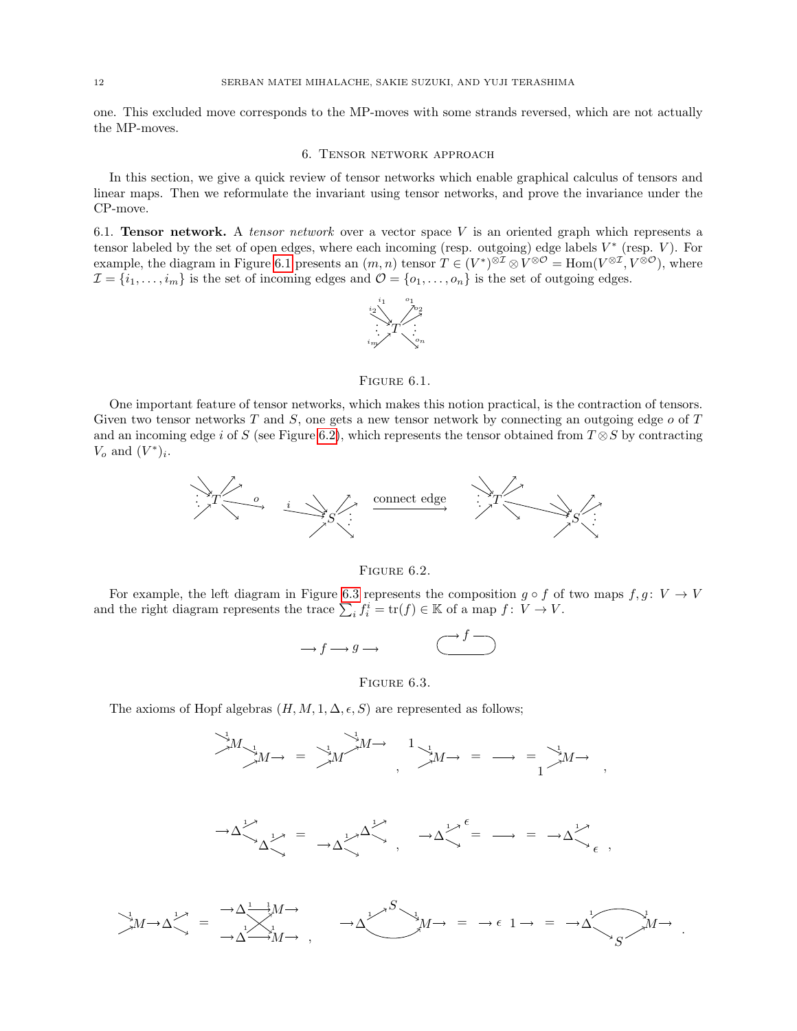one. This excluded move corresponds to the MP-moves with some strands reversed, which are not actually the MP-moves.

## 6. Tensor network approach

In this section, we give a quick review of tensor networks which enable graphical calculus of tensors and linear maps. Then we reformulate the invariant using tensor networks, and prove the invariance under the CP-move.

### 6.1. Tensor network.

A *tensor network* over a vector space $V$ is an oriented graph which represents a tensor labeled by the set of open edges, where each incoming (resp. outgoing) edge labels $V^*$ (resp. $V$). For example, the diagram in Figure 6.1 presents an $(m, n)$ tensor $T \in (V^*)^{\otimes \mathcal{I}} \otimes V^{\otimes \mathcal{O}} = \mathrm{Hom}(V^{\otimes \mathcal{I}}, V^{\otimes \mathcal{O}})$, where $\mathcal{I} = \{i_1, \ldots, i_m\}$ is the set of incoming edges and $\mathcal{O} = \{o_1, \ldots, o_n\}$ is the set of outgoing edges.

Figure 6.1.

One important feature of tensor networks, which makes this notion practical, is the contraction of tensors. Given two tensor networks $T$ and $S$, one gets a new tensor network by connecting an outgoing edge $o$ of $T$ and an incoming edge $i$ of $S$ (see Figure 6.2), which represents the tensor obtained from $T \otimes S$ by contracting $V_o$ and $(V^*)_i$.

Figure 6.2.

For example, the left diagram in Figure 6.3 represents the composition $g \circ f$ of two maps $f, g \colon V \to V$ and the right diagram represents the trace $\sum_i f_i^i = \mathrm{tr}(f) \in \mathbb{K}$ of a map $f \colon V \to V$.

Figure 6.3.

The axioms of Hopf algebras $(H, M, 1, \Delta, \epsilon, S)$ are represented as follows;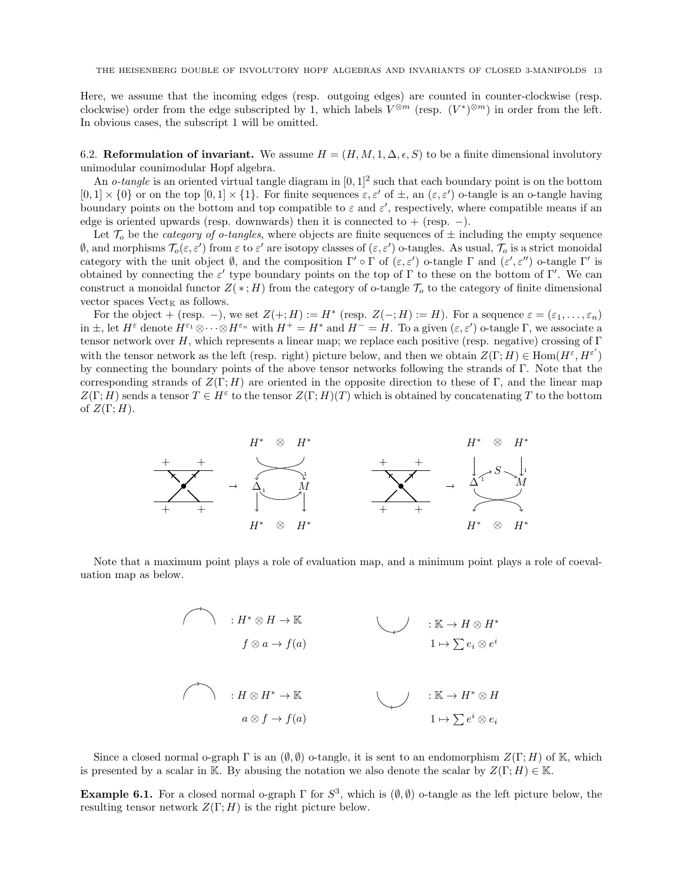Here, we assume that the incoming edges (resp. outgoing edges) are counted in counter-clockwise (resp. clockwise) order from the edge subscripted by 1, which labels $V^{\otimes m}$ (resp. $(V^*)^{\otimes m}$) in order from the left. In obvious cases, the subscript 1 will be omitted.

6.2. **Reformulation of invariant.** We assume $H = (H, M, 1, \Delta, \epsilon, S)$ to be a finite dimensional involutory unimodular counimodular Hopf algebra.

An *o-tangle* is an oriented virtual tangle diagram in $[0,1]^2$ such that each boundary point is on the bottom $[0,1] \times \{0\}$ or on the top $[0,1] \times \{1\}$. For finite sequences $\varepsilon, \varepsilon'$ of $\pm$, an $(\varepsilon, \varepsilon')$ o-tangle is an o-tangle having boundary points on the bottom and top compatible to $\varepsilon$ and $\varepsilon'$, respectively, where compatible means if an edge is oriented upwards (resp. downwards) then it is connected to $+$ (resp. $-$).

Let $\mathcal{T}_o$ be the *category of o-tangles*, where objects are finite sequences of $\pm$ including the empty sequence $\emptyset$, and morphisms $\mathcal{T}_o(\varepsilon, \varepsilon')$ from $\varepsilon$ to $\varepsilon'$ are isotopy classes of $(\varepsilon, \varepsilon')$ o-tangles. As usual, $\mathcal{T}_o$ is a strict monoidal category with the unit object $\emptyset$, and the composition $\Gamma' \circ \Gamma$ of $(\varepsilon, \varepsilon')$ o-tangle $\Gamma$ and $(\varepsilon', \varepsilon'')$ o-tangle $\Gamma'$ is obtained by connecting the $\varepsilon'$ type boundary points on the top of $\Gamma$ to these on the bottom of $\Gamma'$. We can construct a monoidal functor $Z(\,*\,; H)$ from the category of o-tangle $\mathcal{T}_o$ to the category of finite dimensional vector spaces $\mathrm{Vect}_{\mathbb{K}}$ as follows.

For the object $+$ (resp. $-$), we set $Z(+; H) := H^*$ (resp. $Z(-; H) := H$). For a sequence $\varepsilon = (\varepsilon_1, \ldots, \varepsilon_n)$ in $\pm$, let $H^{\varepsilon}$ denote $H^{\varepsilon_1} \otimes \cdots \otimes H^{\varepsilon_n}$ with $H^+ = H^*$ and $H^- = H$. To a given $(\varepsilon, \varepsilon')$ o-tangle $\Gamma$, we associate a tensor network over $H$, which represents a linear map; we replace each positive (resp. negative) crossing of $\Gamma$ with the tensor network as the left (resp. right) picture below, and then we obtain $Z(\Gamma; H) \in \mathrm{Hom}(H^{\varepsilon}, H^{\varepsilon'})$ by connecting the boundary points of the above tensor networks following the strands of $\Gamma$. Note that the corresponding strands of $Z(\Gamma; H)$ are oriented in the opposite direction to these of $\Gamma$, and the linear map $Z(\Gamma; H)$ sends a tensor $T \in H^{\varepsilon}$ to the tensor $Z(\Gamma; H)(T)$ which is obtained by concatenating $T$ to the bottom of $Z(\Gamma; H)$.

Note that a maximum point plays a role of evaluation map, and a minimum point plays a role of coevaluation map as below.

$: H^* \otimes H \to \mathbb{K}$, $f \otimes a \to f(a)$  $: \mathbb{K} \to H \otimes H^*$, $1 \mapsto \sum e_i \otimes e^i$

$: H \otimes H^* \to \mathbb{K}$, $a \otimes f \to f(a)$  $: \mathbb{K} \to H^* \otimes H$, $1 \mapsto \sum e^i \otimes e_i$

Since a closed normal o-graph $\Gamma$ is an $(\emptyset, \emptyset)$ o-tangle, it is sent to an endomorphism $Z(\Gamma; H)$ of $\mathbb{K}$, which is presented by a scalar in $\mathbb{K}$. By abusing the notation we also denote the scalar by $Z(\Gamma; H) \in \mathbb{K}$.

**Example 6.1.** For a closed normal o-graph $\Gamma$ for $S^3$, which is $(\emptyset, \emptyset)$ o-tangle as the left picture below, the resulting tensor network $Z(\Gamma; H)$ is the right picture below.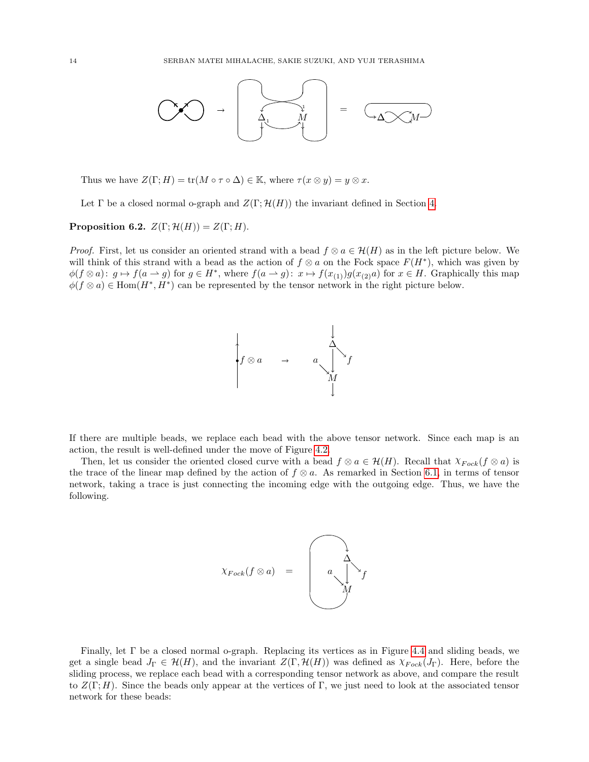Thus we have $Z(\Gamma; H) = \mathrm{tr}(M \circ \tau \circ \Delta) \in \mathbb{K}$, where $\tau(x \otimes y) = y \otimes x$.

Let $\Gamma$ be a closed normal o-graph and $Z(\Gamma; \mathcal{H}(H))$ the invariant defined in Section 4.

**Proposition 6.2.** $Z(\Gamma; \mathcal{H}(H)) = Z(\Gamma; H)$.

*Proof.* First, let us consider an oriented strand with a bead $f \otimes a \in \mathcal{H}(H)$ as in the left picture below. We will think of this strand with a bead as the action of $f \otimes a$ on the Fock space $F(H^*)$, which was given by $\phi(f \otimes a)\colon g \mapsto f(a \rightharpoonup g)$ for $g \in H^*$, where $f(a \rightharpoonup g)\colon x \mapsto f(x_{(1)})g(x_{(2)}a)$ for $x \in H$. Graphically this map $\phi(f \otimes a) \in \mathrm{Hom}(H^*, H^*)$ can be represented by the tensor network in the right picture below.

If there are multiple beads, we replace each bead with the above tensor network. Since each map is an action, the result is well-defined under the move of Figure 4.2.

Then, let us consider the oriented closed curve with a bead $f \otimes a \in \mathcal{H}(H)$. Recall that $\chi_{Fock}(f \otimes a)$ is the trace of the linear map defined by the action of $f \otimes a$. As remarked in Section 6.1, in terms of tensor network, taking a trace is just connecting the incoming edge with the outgoing edge. Thus, we have the following.

Finally, let $\Gamma$ be a closed normal o-graph. Replacing its vertices as in Figure 4.4 and sliding beads, we get a single bead $J_\Gamma \in \mathcal{H}(H)$, and the invariant $Z(\Gamma, \mathcal{H}(H))$ was defined as $\chi_{Fock}(J_\Gamma)$. Here, before the sliding process, we replace each bead with a corresponding tensor network as above, and compare the result to $Z(\Gamma; H)$. Since the beads only appear at the vertices of $\Gamma$, we just need to look at the associated tensor network for these beads: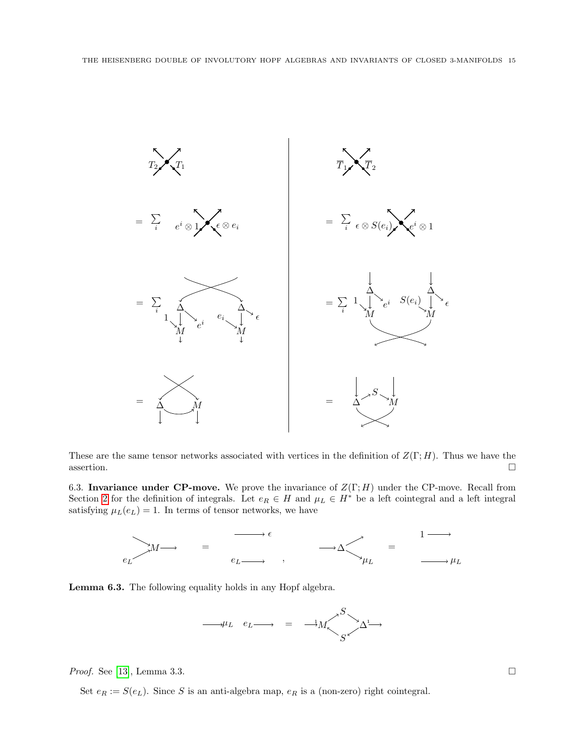These are the same tensor networks associated with vertices in the definition of $Z(\Gamma; H)$. Thus we have the assertion. $\square$

6.3. **Invariance under CP-move.** We prove the invariance of $Z(\Gamma; H)$ under the CP-move. Recall from Section 2 for the definition of integrals. Let $e_R \in H$ and $\mu_L \in H^*$ be a left cointegral and a left integral satisfying $\mu_L(e_L) = 1$. In terms of tensor networks, we have

**Lemma 6.3.** The following equality holds in any Hopf algebra.

*Proof.* See [13], Lemma 3.3. $\square$

Set $e_R := S(e_L)$. Since $S$ is an anti-algebra map, $e_R$ is a (non-zero) right cointegral.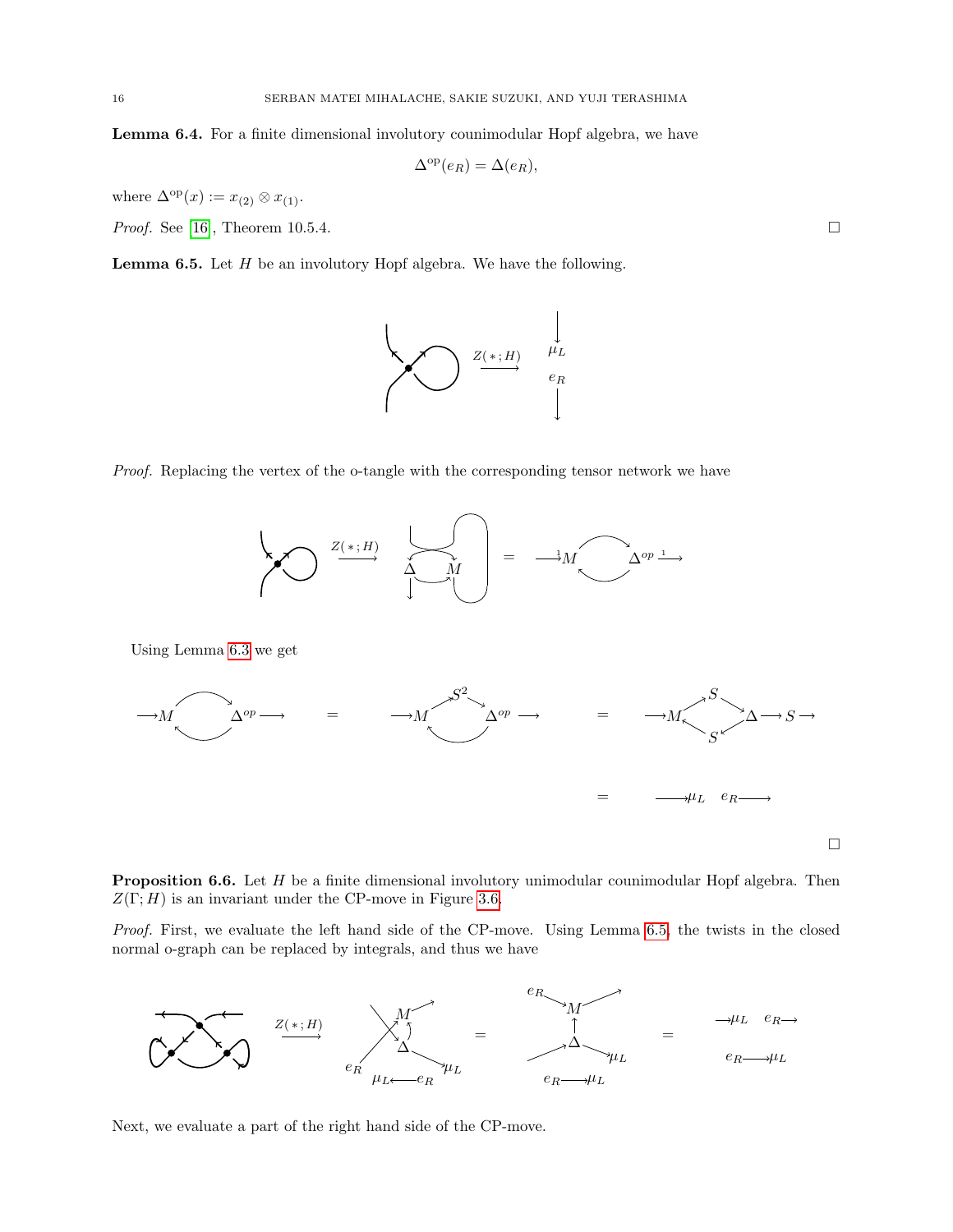**Lemma 6.4.** For a finite dimensional involutory counimodular Hopf algebra, we have

$$\Delta^{\mathrm{op}}(e_R) = \Delta(e_R),$$

where $\Delta^{\mathrm{op}}(x) := x_{(2)} \otimes x_{(1)}$.

*Proof.* See [16], Theorem 10.5.4. $\square$

**Lemma 6.5.** Let $H$ be an involutory Hopf algebra. We have the following.

$$\xrightarrow{Z(\,*\,;H)} \quad \mu_L \quad e_R$$

*Proof.* Replacing the vertex of the o-tangle with the corresponding tensor network we have

$$\xrightarrow{Z(\,*\,;H)} \quad \Delta \quad M \quad = \quad \xrightarrow{1} M \quad \Delta^{op} \xrightarrow{1}$$

Using Lemma 6.3 we get

$$\longrightarrow M \quad \Delta^{op} \longrightarrow \quad = \quad \longrightarrow M \quad S^2 \quad \Delta^{op} \longrightarrow \quad = \quad \longrightarrow M \quad S \quad S \quad \Delta \longrightarrow S \longrightarrow$$

$$= \quad \longrightarrow \mu_L \quad e_R \longrightarrow$$

$\square$

**Proposition 6.6.** Let $H$ be a finite dimensional involutory unimodular counimodular Hopf algebra. Then $Z(\Gamma; H)$ is an invariant under the CP-move in Figure 3.6.

*Proof.* First, we evaluate the left hand side of the CP-move. Using Lemma 6.5, the twists in the closed normal o-graph can be replaced by integrals, and thus we have

$$\xrightarrow{Z(\,*\,;H)} \quad M \quad \Delta \quad e_R \quad \mu_L \quad \mu_L \longleftarrow e_R \quad = \quad e_R \quad M \quad \Delta \quad \mu_L \quad e_R \longrightarrow \mu_L \quad = \quad \begin{matrix} \longrightarrow \mu_L \quad e_R \longrightarrow \\ e_R \longrightarrow \mu_L \end{matrix}$$

Next, we evaluate a part of the right hand side of the CP-move.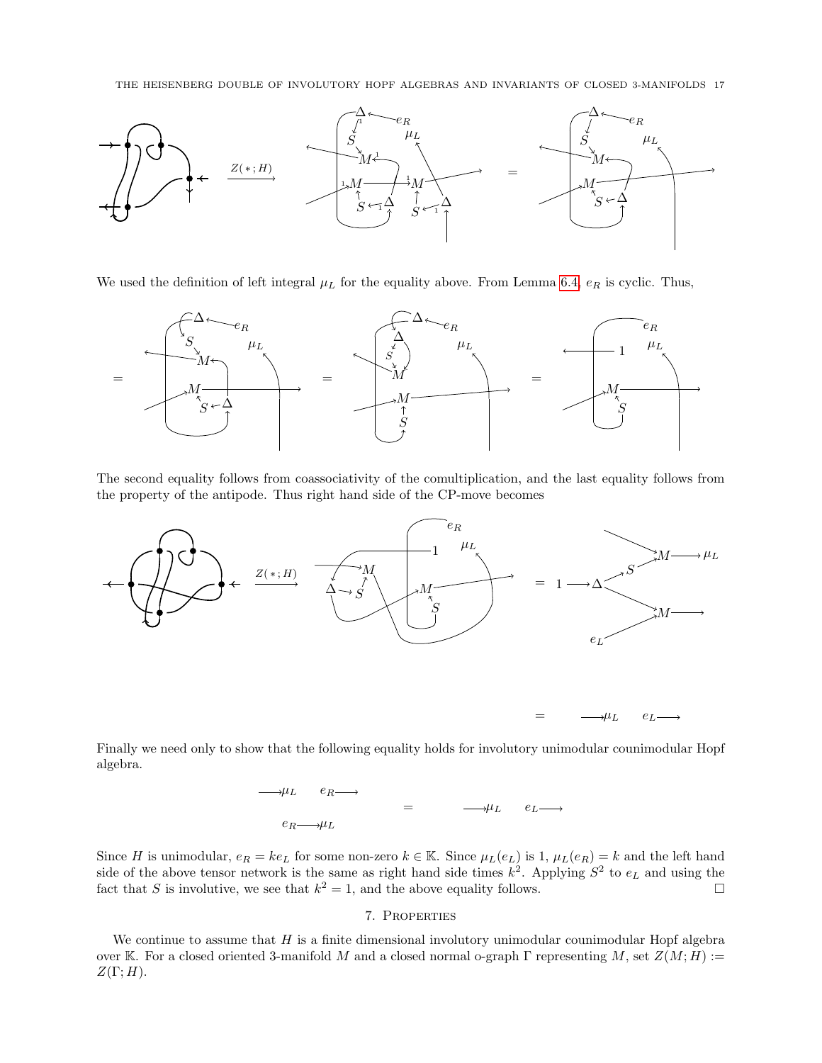We used the definition of left integral $\mu_L$ for the equality above. From Lemma 6.4, $e_R$ is cyclic. Thus,

The second equality follows from coassociativity of the comultiplication, and the last equality follows from the property of the antipode. Thus right hand side of the CP-move becomes

Finally we need only to show that the following equality holds for involutory unimodular counimodular Hopf algebra.

Since $H$ is unimodular, $e_R = ke_L$ for some non-zero $k \in \mathbb{K}$. Since $\mu_L(e_L)$ is 1, $\mu_L(e_R) = k$ and the left hand side of the above tensor network is the same as right hand side times $k^2$. Applying $S^2$ to $e_L$ and using the fact that $S$ is involutive, we see that $k^2 = 1$, and the above equality follows. □

## 7. Properties

We continue to assume that $H$ is a finite dimensional involutory unimodular counimodular Hopf algebra over $\mathbb{K}$. For a closed oriented 3-manifold $M$ and a closed normal o-graph $\Gamma$ representing $M$, set $Z(M; H) := Z(\Gamma; H)$.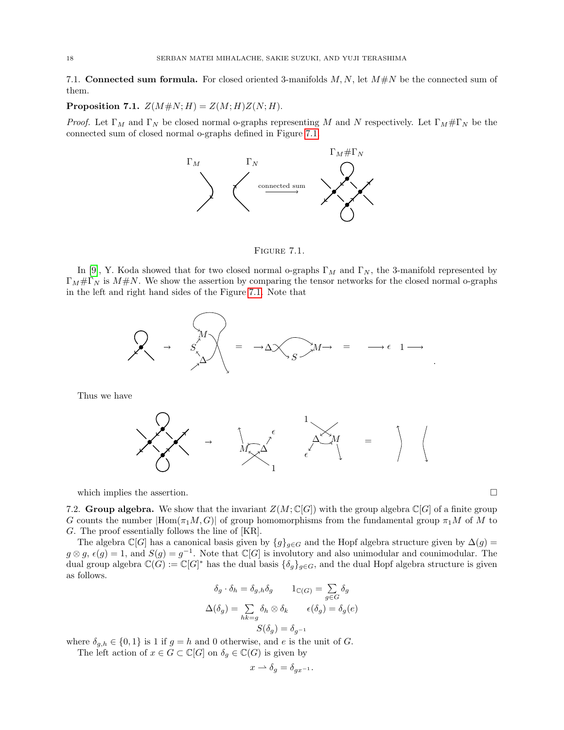## 7.1. Connected sum formula.

For closed oriented 3-manifolds $M, N$, let $M\#N$ be the connected sum of them.

**Proposition 7.1.** $Z(M\#N; H) = Z(M; H)Z(N; H)$.

*Proof.* Let $\Gamma_M$ and $\Gamma_N$ be closed normal o-graphs representing $M$ and $N$ respectively. Let $\Gamma_M\#\Gamma_N$ be the connected sum of closed normal o-graphs defined in Figure 7.1.

FIGURE 7.1.

In [9], Y. Koda showed that for two closed normal o-graphs $\Gamma_M$ and $\Gamma_N$, the 3-manifold represented by $\Gamma_M\#\Gamma_N$ is $M\#N$. We show the assertion by comparing the tensor networks for the closed normal o-graphs in the left and right hand sides of the Figure 7.1. Note that

Thus we have

which implies the assertion. $\square$

## 7.2. Group algebra.

We show that the invariant $Z(M; \mathbb{C}[G])$ with the group algebra $\mathbb{C}[G]$ of a finite group $G$ counts the number $|\mathrm{Hom}(\pi_1 M, G)|$ of group homomorphisms from the fundamental group $\pi_1 M$ of $M$ to $G$. The proof essentially follows the line of [KR].

The algebra $\mathbb{C}[G]$ has a canonical basis given by $\{g\}_{g\in G}$ and the Hopf algebra structure given by $\Delta(g) = g \otimes g$, $\epsilon(g) = 1$, and $S(g) = g^{-1}$. Note that $\mathbb{C}[G]$ is involutory and also unimodular and counimodular. The dual group algebra $\mathbb{C}(G) := \mathbb{C}[G]^*$ has the dual basis $\{\delta_g\}_{g\in G}$, and the dual Hopf algebra structure is given as follows.

$$\delta_g \cdot \delta_h = \delta_{g,h}\delta_g \qquad 1_{\mathbb{C}(G)} = \sum_{g\in G} \delta_g$$

$$\Delta(\delta_g) = \sum_{hk=g} \delta_h \otimes \delta_k \qquad \epsilon(\delta_g) = \delta_g(e)$$

$$S(\delta_g) = \delta_{g^{-1}}$$

where $\delta_{g,h} \in \{0, 1\}$ is 1 if $g = h$ and 0 otherwise, and $e$ is the unit of $G$.

The left action of $x \in G \subset \mathbb{C}[G]$ on $\delta_g \in \mathbb{C}(G)$ is given by

$$x \rightharpoonup \delta_g = \delta_{gx^{-1}}.$$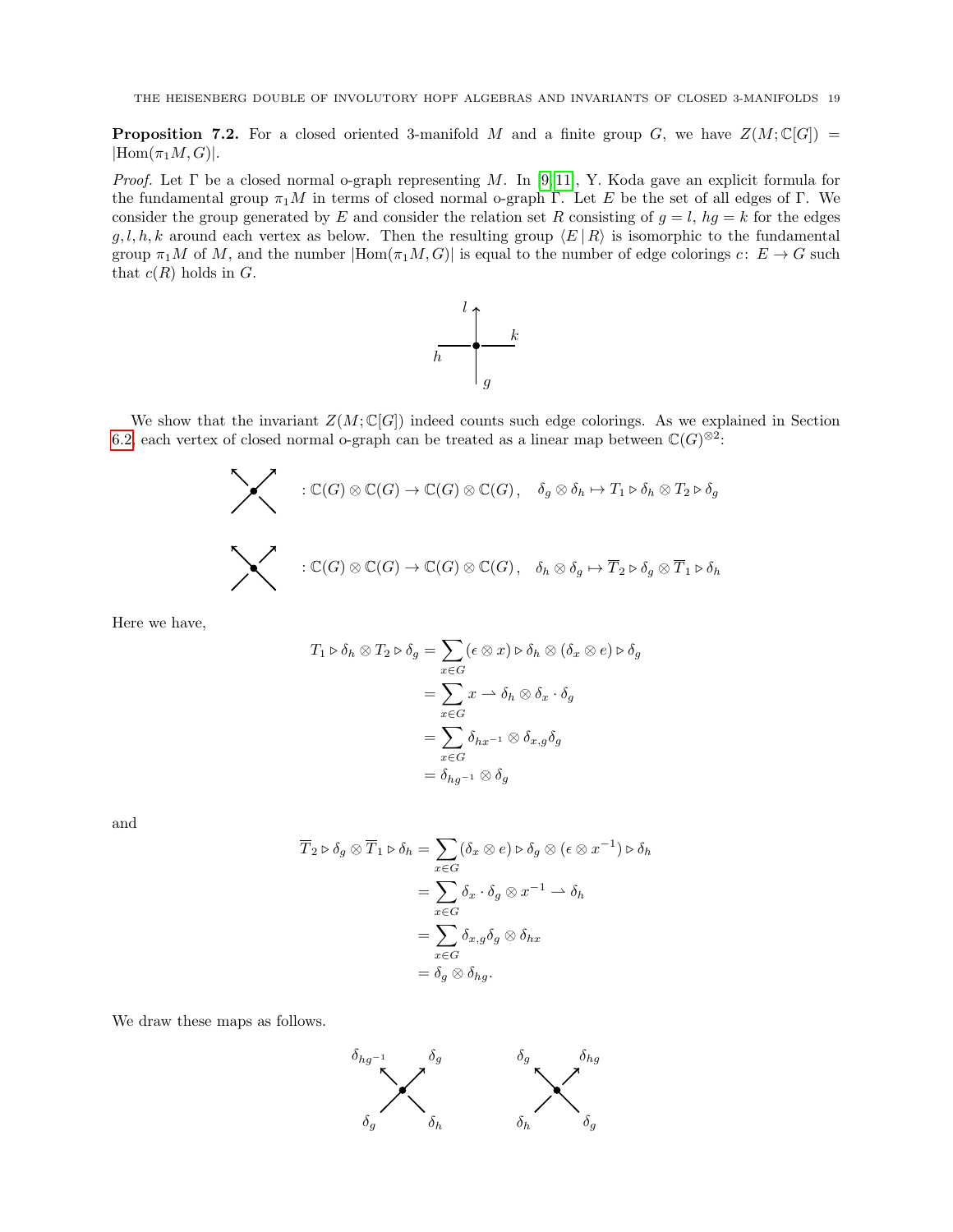**Proposition 7.2.** For a closed oriented 3-manifold $M$ and a finite group $G$, we have $Z(M;\mathbb{C}[G]) = |\mathrm{Hom}(\pi_1 M, G)|$.

*Proof.* Let $\Gamma$ be a closed normal o-graph representing $M$. In [9, 11], Y. Koda gave an explicit formula for the fundamental group $\pi_1 M$ in terms of closed normal o-graph $\Gamma$. Let $E$ be the set of all edges of $\Gamma$. We consider the group generated by $E$ and consider the relation set $R$ consisting of $g = l$, $hg = k$ for the edges $g, l, h, k$ around each vertex as below. Then the resulting group $\langle E \,|\, R\rangle$ is isomorphic to the fundamental group $\pi_1 M$ of $M$, and the number $|\mathrm{Hom}(\pi_1 M, G)|$ is equal to the number of edge colorings $c\colon E \to G$ such that $c(R)$ holds in $G$.

We show that the invariant $Z(M;\mathbb{C}[G])$ indeed counts such edge colorings. As we explained in Section 6.2, each vertex of closed normal o-graph can be treated as a linear map between $\mathbb{C}(G)^{\otimes 2}$:

$$: \mathbb{C}(G) \otimes \mathbb{C}(G) \to \mathbb{C}(G) \otimes \mathbb{C}(G), \quad \delta_g \otimes \delta_h \mapsto T_1 \triangleright \delta_h \otimes T_2 \triangleright \delta_g$$

$$: \mathbb{C}(G) \otimes \mathbb{C}(G) \to \mathbb{C}(G) \otimes \mathbb{C}(G), \quad \delta_h \otimes \delta_g \mapsto \overline{T}_2 \triangleright \delta_g \otimes \overline{T}_1 \triangleright \delta_h$$

Here we have,

$$\begin{aligned}
T_1 \triangleright \delta_h \otimes T_2 \triangleright \delta_g &= \sum_{x \in G} (\epsilon \otimes x) \triangleright \delta_h \otimes (\delta_x \otimes e) \triangleright \delta_g \\
&= \sum_{x \in G} x \rightharpoonup \delta_h \otimes \delta_x \cdot \delta_g \\
&= \sum_{x \in G} \delta_{hx^{-1}} \otimes \delta_{x,g} \delta_g \\
&= \delta_{hg^{-1}} \otimes \delta_g
\end{aligned}$$

and

$$\begin{aligned}
\overline{T}_2 \triangleright \delta_g \otimes \overline{T}_1 \triangleright \delta_h &= \sum_{x \in G} (\delta_x \otimes e) \triangleright \delta_g \otimes (\epsilon \otimes x^{-1}) \triangleright \delta_h \\
&= \sum_{x \in G} \delta_x \cdot \delta_g \otimes x^{-1} \rightharpoonup \delta_h \\
&= \sum_{x \in G} \delta_{x,g} \delta_g \otimes \delta_{hx} \\
&= \delta_g \otimes \delta_{hg}.
\end{aligned}$$

We draw these maps as follows.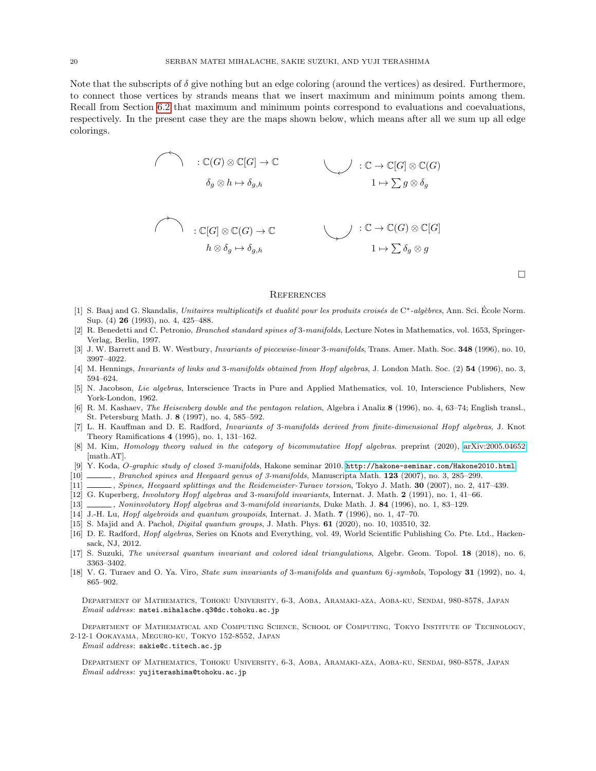Note that the subscripts of $\delta$ give nothing but an edge coloring (around the vertices) as desired. Furthermore, to connect those vertices by strands means that we insert maximum and minimum points among them. Recall from Section 6.2 that maximum and minimum points correspond to evaluations and coevaluations, respectively. In the present case they are the maps shown below, which means after all we sum up all edge colorings.

$$: \mathbb{C}(G) \otimes \mathbb{C}[G] \to \mathbb{C} \qquad \delta_g \otimes h \mapsto \delta_{g,h}$$

$$: \mathbb{C} \to \mathbb{C}[G] \otimes \mathbb{C}(G) \qquad 1 \mapsto \sum g \otimes \delta_g$$

$$: \mathbb{C}[G] \otimes \mathbb{C}(G) \to \mathbb{C} \qquad h \otimes \delta_g \mapsto \delta_{g,h}$$

$$: \mathbb{C} \to \mathbb{C}(G) \otimes \mathbb{C}[G] \qquad 1 \mapsto \sum \delta_g \otimes g$$

□

## References

[1] S. Baaj and G. Skandalis, *Unitaires multiplicatifs et dualité pour les produits croisés de* C*-*algèbres*, Ann. Sci. École Norm. Sup. (4) **26** (1993), no. 4, 425–488.

[2] R. Benedetti and C. Petronio, *Branched standard spines of* 3*-manifolds*, Lecture Notes in Mathematics, vol. 1653, Springer-Verlag, Berlin, 1997.

[3] J. W. Barrett and B. W. Westbury, *Invariants of piecewise-linear* 3*-manifolds*, Trans. Amer. Math. Soc. **348** (1996), no. 10, 3997–4022.

[4] M. Hennings, *Invariants of links and* 3*-manifolds obtained from Hopf algebras*, J. London Math. Soc. (2) **54** (1996), no. 3, 594–624.

[5] N. Jacobson, *Lie algebras*, Interscience Tracts in Pure and Applied Mathematics, vol. 10, Interscience Publishers, New York-London, 1962.

[6] R. M. Kashaev, *The Heisenberg double and the pentagon relation*, Algebra i Analiz **8** (1996), no. 4, 63–74; English transl., St. Petersburg Math. J. **8** (1997), no. 4, 585–592.

[7] L. H. Kauffman and D. E. Radford, *Invariants of* 3*-manifolds derived from finite-dimensional Hopf algebras*, J. Knot Theory Ramifications **4** (1995), no. 1, 131–162.

[8] M. Kim, *Homology theory valued in the category of bicommutative Hopf algebras*. preprint (2020), arXiv:2005.04652 [math.AT].

[9] Y. Koda, *O-graphic study of closed 3-manifolds*, Hakone seminar 2010. http://hakone-seminar.com/Hakone2010.html

[10] ———, *Branched spines and Heegaard genus of 3-manifolds*, Manuscripta Math. **123** (2007), no. 3, 285–299.

[11] ———, *Spines, Heegaard splittings and the Reidemeister-Turaev torsion*, Tokyo J. Math. **30** (2007), no. 2, 417–439.

[12] G. Kuperberg, *Involutory Hopf algebras and* 3*-manifold invariants*, Internat. J. Math. **2** (1991), no. 1, 41–66.

[13] ———, *Noninvolutory Hopf algebras and* 3*-manifold invariants*, Duke Math. J. **84** (1996), no. 1, 83–129.

[14] J.-H. Lu, *Hopf algebroids and quantum groupoids*, Internat. J. Math. **7** (1996), no. 1, 47–70.

[15] S. Majid and A. Pachoł, *Digital quantum groups*, J. Math. Phys. **61** (2020), no. 10, 103510, 32.

[16] D. E. Radford, *Hopf algebras*, Series on Knots and Everything, vol. 49, World Scientific Publishing Co. Pte. Ltd., Hackensack, NJ, 2012.

[17] S. Suzuki, *The universal quantum invariant and colored ideal triangulations*, Algebr. Geom. Topol. **18** (2018), no. 6, 3363–3402.

[18] V. G. Turaev and O. Ya. Viro, *State sum invariants of* 3*-manifolds and quantum* 6*j-symbols*, Topology **31** (1992), no. 4, 865–902.

Department of Mathematics, Tohoku University, 6-3, Aoba, Aramaki-aza, Aoba-ku, Sendai, 980-8578, Japan
*Email address*: matei.mihalache.q3@dc.tohoku.ac.jp

Department of Mathematical and Computing Science, School of Computing, Tokyo Institute of Technology, 2-12-1 Ookayama, Meguro-ku, Tokyo 152-8552, Japan
*Email address*: sakie@c.titech.ac.jp

Department of Mathematics, Tohoku University, 6-3, Aoba, Aramaki-aza, Aoba-ku, Sendai, 980-8578, Japan
*Email address*: yujiterashima@tohoku.ac.jp